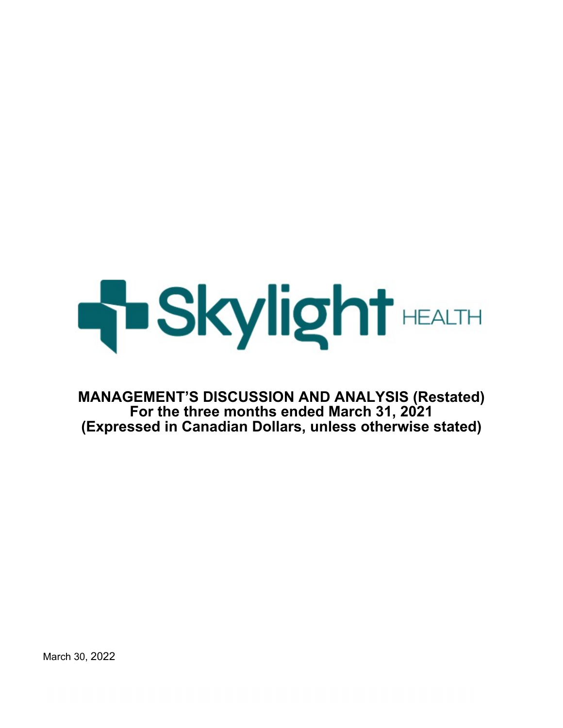Skylight HEALTH

# MANAGEMENT'S DISCUSSION AND ANALYSIS (Restated)
## For the three months ended March 31, 2021
## (Expressed in Canadian Dollars, unless otherwise stated)

March 30, 2022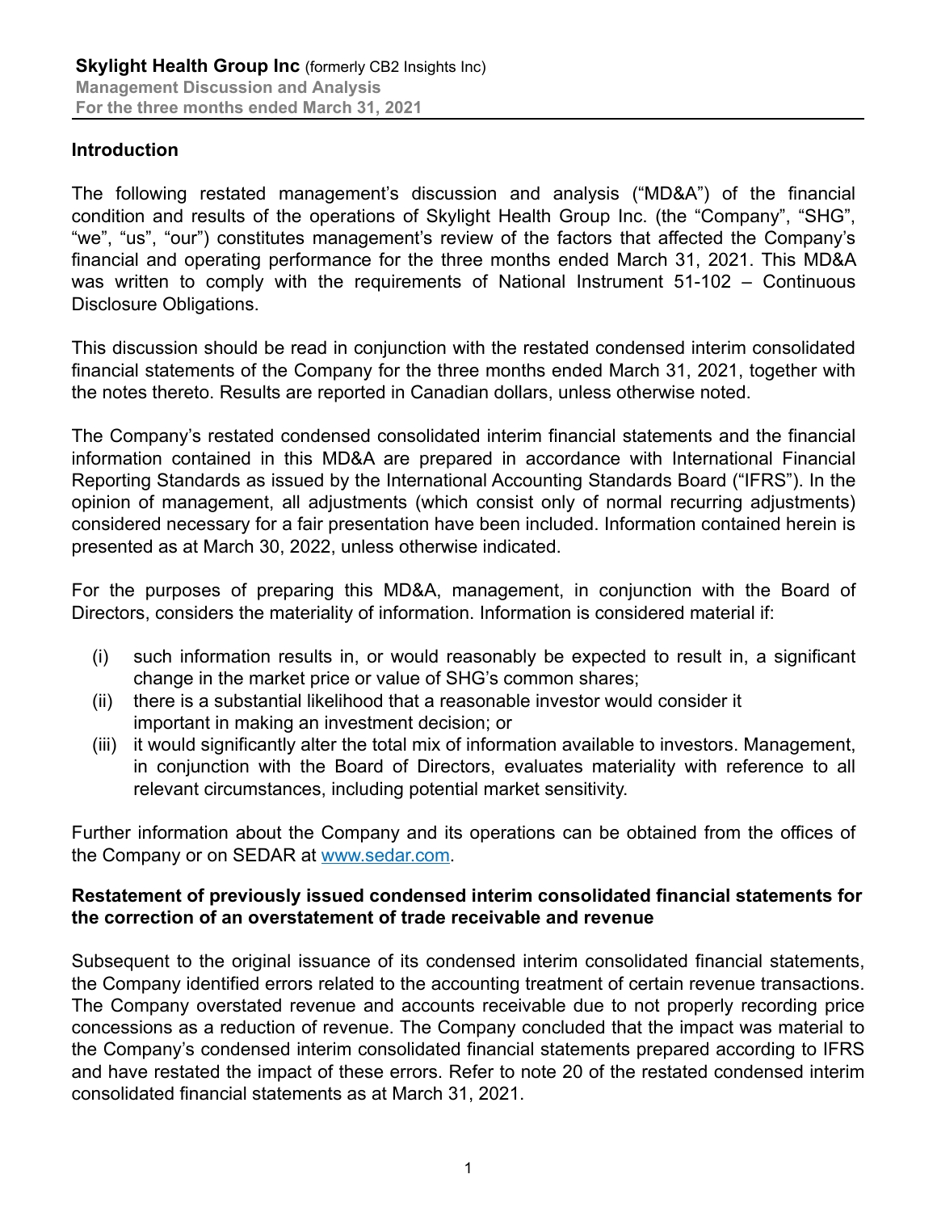## Introduction

The following restated management's discussion and analysis ("MD&A") of the financial condition and results of the operations of Skylight Health Group Inc. (the "Company", "SHG", "we", "us", "our") constitutes management's review of the factors that affected the Company's financial and operating performance for the three months ended March 31, 2021. This MD&A was written to comply with the requirements of National Instrument 51-102 – Continuous Disclosure Obligations.

This discussion should be read in conjunction with the restated condensed interim consolidated financial statements of the Company for the three months ended March 31, 2021, together with the notes thereto. Results are reported in Canadian dollars, unless otherwise noted.

The Company's restated condensed consolidated interim financial statements and the financial information contained in this MD&A are prepared in accordance with International Financial Reporting Standards as issued by the International Accounting Standards Board ("IFRS"). In the opinion of management, all adjustments (which consist only of normal recurring adjustments) considered necessary for a fair presentation have been included. Information contained herein is presented as at March 30, 2022, unless otherwise indicated.

For the purposes of preparing this MD&A, management, in conjunction with the Board of Directors, considers the materiality of information. Information is considered material if:

(i) such information results in, or would reasonably be expected to result in, a significant change in the market price or value of SHG's common shares;
(ii) there is a substantial likelihood that a reasonable investor would consider it important in making an investment decision; or
(iii) it would significantly alter the total mix of information available to investors. Management, in conjunction with the Board of Directors, evaluates materiality with reference to all relevant circumstances, including potential market sensitivity.

Further information about the Company and its operations can be obtained from the offices of the Company or on SEDAR at www.sedar.com.

## Restatement of previously issued condensed interim consolidated financial statements for the correction of an overstatement of trade receivable and revenue

Subsequent to the original issuance of its condensed interim consolidated financial statements, the Company identified errors related to the accounting treatment of certain revenue transactions. The Company overstated revenue and accounts receivable due to not properly recording price concessions as a reduction of revenue. The Company concluded that the impact was material to the Company's condensed interim consolidated financial statements prepared according to IFRS and have restated the impact of these errors. Refer to note 20 of the restated condensed interim consolidated financial statements as at March 31, 2021.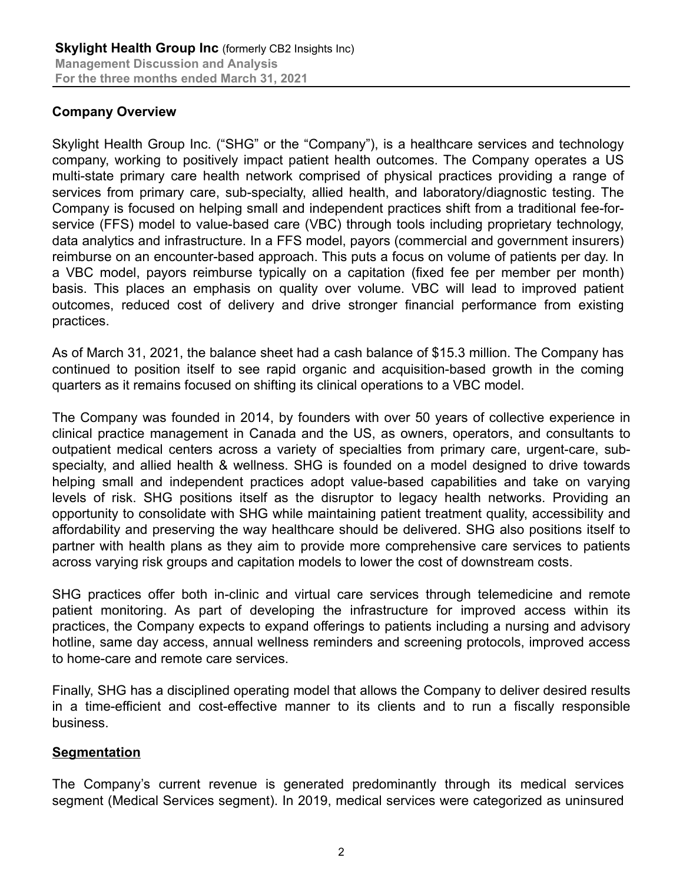## Company Overview

Skylight Health Group Inc. ("SHG" or the "Company"), is a healthcare services and technology company, working to positively impact patient health outcomes. The Company operates a US multi-state primary care health network comprised of physical practices providing a range of services from primary care, sub-specialty, allied health, and laboratory/diagnostic testing. The Company is focused on helping small and independent practices shift from a traditional fee-for-service (FFS) model to value-based care (VBC) through tools including proprietary technology, data analytics and infrastructure. In a FFS model, payors (commercial and government insurers) reimburse on an encounter-based approach. This puts a focus on volume of patients per day. In a VBC model, payors reimburse typically on a capitation (fixed fee per member per month) basis. This places an emphasis on quality over volume. VBC will lead to improved patient outcomes, reduced cost of delivery and drive stronger financial performance from existing practices.

As of March 31, 2021, the balance sheet had a cash balance of $15.3 million. The Company has continued to position itself to see rapid organic and acquisition-based growth in the coming quarters as it remains focused on shifting its clinical operations to a VBC model.

The Company was founded in 2014, by founders with over 50 years of collective experience in clinical practice management in Canada and the US, as owners, operators, and consultants to outpatient medical centers across a variety of specialties from primary care, urgent-care, sub-specialty, and allied health & wellness. SHG is founded on a model designed to drive towards helping small and independent practices adopt value-based capabilities and take on varying levels of risk. SHG positions itself as the disruptor to legacy health networks. Providing an opportunity to consolidate with SHG while maintaining patient treatment quality, accessibility and affordability and preserving the way healthcare should be delivered. SHG also positions itself to partner with health plans as they aim to provide more comprehensive care services to patients across varying risk groups and capitation models to lower the cost of downstream costs.

SHG practices offer both in-clinic and virtual care services through telemedicine and remote patient monitoring. As part of developing the infrastructure for improved access within its practices, the Company expects to expand offerings to patients including a nursing and advisory hotline, same day access, annual wellness reminders and screening protocols, improved access to home-care and remote care services.

Finally, SHG has a disciplined operating model that allows the Company to deliver desired results in a time-efficient and cost-effective manner to its clients and to run a fiscally responsible business.

## Segmentation

The Company's current revenue is generated predominantly through its medical services segment (Medical Services segment). In 2019, medical services were categorized as uninsured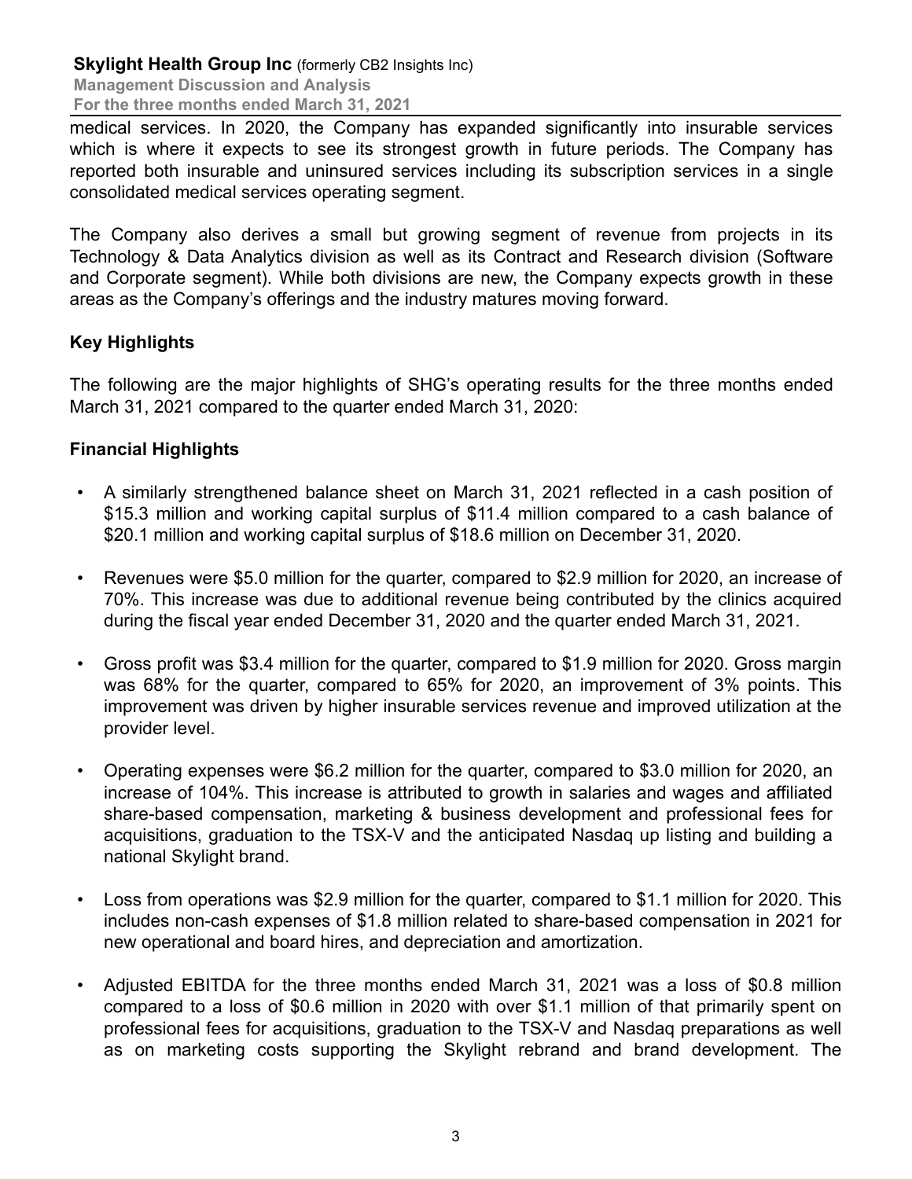medical services. In 2020, the Company has expanded significantly into insurable services which is where it expects to see its strongest growth in future periods. The Company has reported both insurable and uninsured services including its subscription services in a single consolidated medical services operating segment.

The Company also derives a small but growing segment of revenue from projects in its Technology & Data Analytics division as well as its Contract and Research division (Software and Corporate segment). While both divisions are new, the Company expects growth in these areas as the Company's offerings and the industry matures moving forward.

## Key Highlights

The following are the major highlights of SHG's operating results for the three months ended March 31, 2021 compared to the quarter ended March 31, 2020:

## Financial Highlights

- A similarly strengthened balance sheet on March 31, 2021 reflected in a cash position of $15.3 million and working capital surplus of $11.4 million compared to a cash balance of $20.1 million and working capital surplus of $18.6 million on December 31, 2020.
- Revenues were $5.0 million for the quarter, compared to $2.9 million for 2020, an increase of 70%. This increase was due to additional revenue being contributed by the clinics acquired during the fiscal year ended December 31, 2020 and the quarter ended March 31, 2021.
- Gross profit was $3.4 million for the quarter, compared to $1.9 million for 2020. Gross margin was 68% for the quarter, compared to 65% for 2020, an improvement of 3% points. This improvement was driven by higher insurable services revenue and improved utilization at the provider level.
- Operating expenses were $6.2 million for the quarter, compared to $3.0 million for 2020, an increase of 104%. This increase is attributed to growth in salaries and wages and affiliated share-based compensation, marketing & business development and professional fees for acquisitions, graduation to the TSX-V and the anticipated Nasdaq up listing and building a national Skylight brand.
- Loss from operations was $2.9 million for the quarter, compared to $1.1 million for 2020. This includes non-cash expenses of $1.8 million related to share-based compensation in 2021 for new operational and board hires, and depreciation and amortization.
- Adjusted EBITDA for the three months ended March 31, 2021 was a loss of $0.8 million compared to a loss of $0.6 million in 2020 with over $1.1 million of that primarily spent on professional fees for acquisitions, graduation to the TSX-V and Nasdaq preparations as well as on marketing costs supporting the Skylight rebrand and brand development. The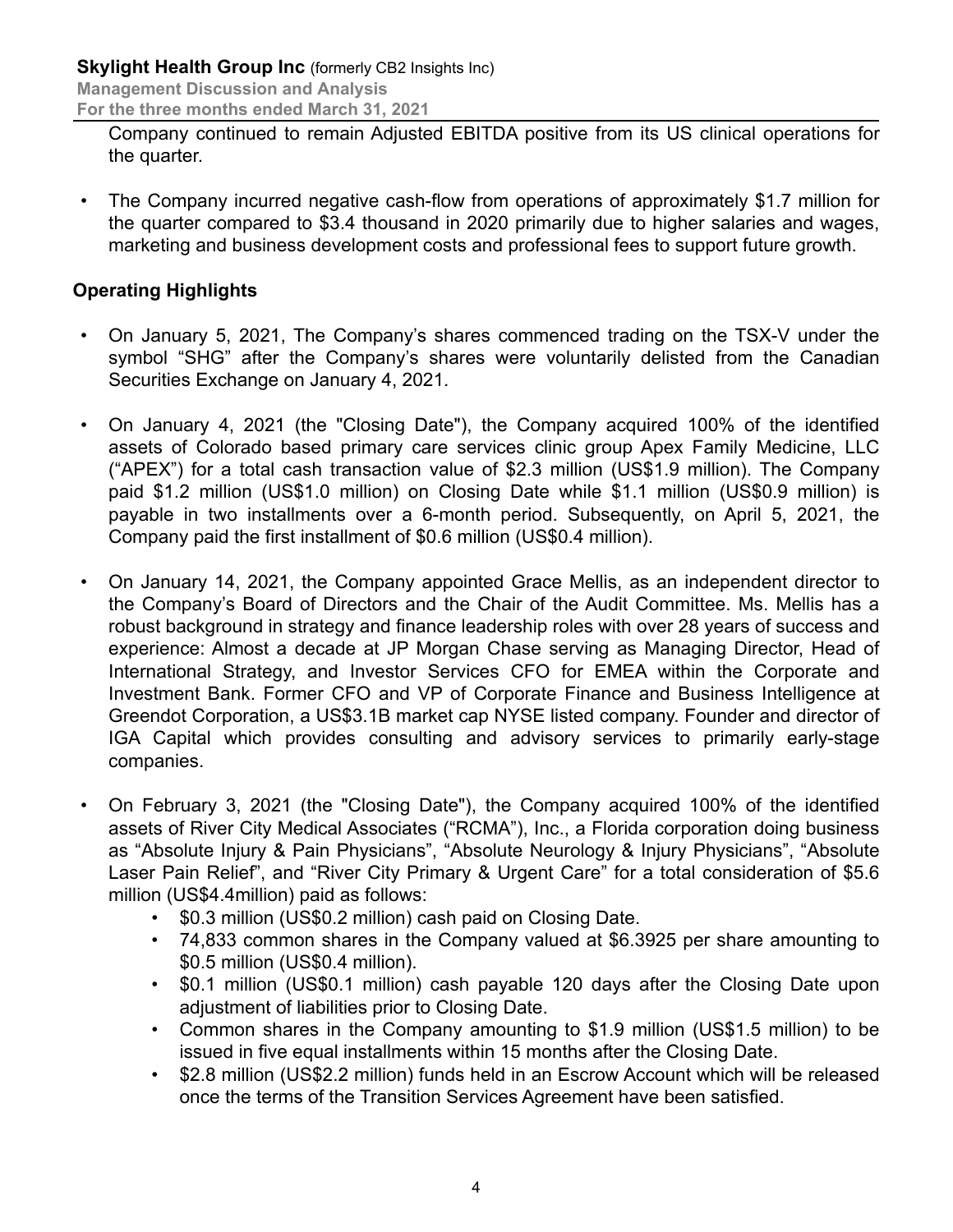Company continued to remain Adjusted EBITDA positive from its US clinical operations for the quarter.

- The Company incurred negative cash-flow from operations of approximately $1.7 million for the quarter compared to $3.4 thousand in 2020 primarily due to higher salaries and wages, marketing and business development costs and professional fees to support future growth.

## Operating Highlights

- On January 5, 2021, The Company's shares commenced trading on the TSX-V under the symbol "SHG" after the Company's shares were voluntarily delisted from the Canadian Securities Exchange on January 4, 2021.

- On January 4, 2021 (the "Closing Date"), the Company acquired 100% of the identified assets of Colorado based primary care services clinic group Apex Family Medicine, LLC ("APEX") for a total cash transaction value of $2.3 million (US$1.9 million). The Company paid $1.2 million (US$1.0 million) on Closing Date while $1.1 million (US$0.9 million) is payable in two installments over a 6-month period. Subsequently, on April 5, 2021, the Company paid the first installment of $0.6 million (US$0.4 million).

- On January 14, 2021, the Company appointed Grace Mellis, as an independent director to the Company's Board of Directors and the Chair of the Audit Committee. Ms. Mellis has a robust background in strategy and finance leadership roles with over 28 years of success and experience: Almost a decade at JP Morgan Chase serving as Managing Director, Head of International Strategy, and Investor Services CFO for EMEA within the Corporate and Investment Bank. Former CFO and VP of Corporate Finance and Business Intelligence at Greendot Corporation, a US$3.1B market cap NYSE listed company. Founder and director of IGA Capital which provides consulting and advisory services to primarily early-stage companies.

- On February 3, 2021 (the "Closing Date"), the Company acquired 100% of the identified assets of River City Medical Associates ("RCMA"), Inc., a Florida corporation doing business as "Absolute Injury & Pain Physicians", "Absolute Neurology & Injury Physicians", "Absolute Laser Pain Relief", and "River City Primary & Urgent Care" for a total consideration of $5.6 million (US$4.4million) paid as follows:
  - $0.3 million (US$0.2 million) cash paid on Closing Date.
  - 74,833 common shares in the Company valued at $6.3925 per share amounting to $0.5 million (US$0.4 million).
  - $0.1 million (US$0.1 million) cash payable 120 days after the Closing Date upon adjustment of liabilities prior to Closing Date.
  - Common shares in the Company amounting to $1.9 million (US$1.5 million) to be issued in five equal installments within 15 months after the Closing Date.
  - $2.8 million (US$2.2 million) funds held in an Escrow Account which will be released once the terms of the Transition Services Agreement have been satisfied.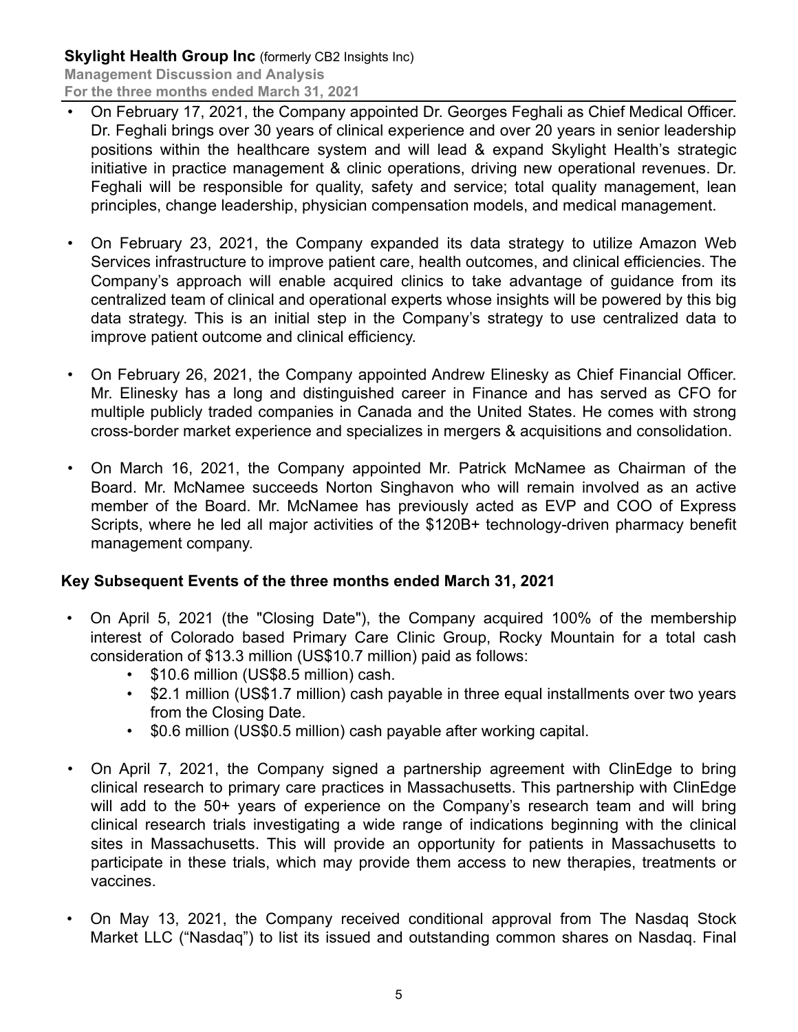- On February 17, 2021, the Company appointed Dr. Georges Feghali as Chief Medical Officer. Dr. Feghali brings over 30 years of clinical experience and over 20 years in senior leadership positions within the healthcare system and will lead & expand Skylight Health's strategic initiative in practice management & clinic operations, driving new operational revenues. Dr. Feghali will be responsible for quality, safety and service; total quality management, lean principles, change leadership, physician compensation models, and medical management.

- On February 23, 2021, the Company expanded its data strategy to utilize Amazon Web Services infrastructure to improve patient care, health outcomes, and clinical efficiencies. The Company's approach will enable acquired clinics to take advantage of guidance from its centralized team of clinical and operational experts whose insights will be powered by this big data strategy. This is an initial step in the Company's strategy to use centralized data to improve patient outcome and clinical efficiency.

- On February 26, 2021, the Company appointed Andrew Elinesky as Chief Financial Officer. Mr. Elinesky has a long and distinguished career in Finance and has served as CFO for multiple publicly traded companies in Canada and the United States. He comes with strong cross-border market experience and specializes in mergers & acquisitions and consolidation.

- On March 16, 2021, the Company appointed Mr. Patrick McNamee as Chairman of the Board. Mr. McNamee succeeds Norton Singhavon who will remain involved as an active member of the Board. Mr. McNamee has previously acted as EVP and COO of Express Scripts, where he led all major activities of the $120B+ technology-driven pharmacy benefit management company.

**Key Subsequent Events of the three months ended March 31, 2021**

- On April 5, 2021 (the "Closing Date"), the Company acquired 100% of the membership interest of Colorado based Primary Care Clinic Group, Rocky Mountain for a total cash consideration of $13.3 million (US$10.7 million) paid as follows:
  - $10.6 million (US$8.5 million) cash.
  - $2.1 million (US$1.7 million) cash payable in three equal installments over two years from the Closing Date.
  - $0.6 million (US$0.5 million) cash payable after working capital.

- On April 7, 2021, the Company signed a partnership agreement with ClinEdge to bring clinical research to primary care practices in Massachusetts. This partnership with ClinEdge will add to the 50+ years of experience on the Company's research team and will bring clinical research trials investigating a wide range of indications beginning with the clinical sites in Massachusetts. This will provide an opportunity for patients in Massachusetts to participate in these trials, which may provide them access to new therapies, treatments or vaccines.

- On May 13, 2021, the Company received conditional approval from The Nasdaq Stock Market LLC ("Nasdaq") to list its issued and outstanding common shares on Nasdaq. Final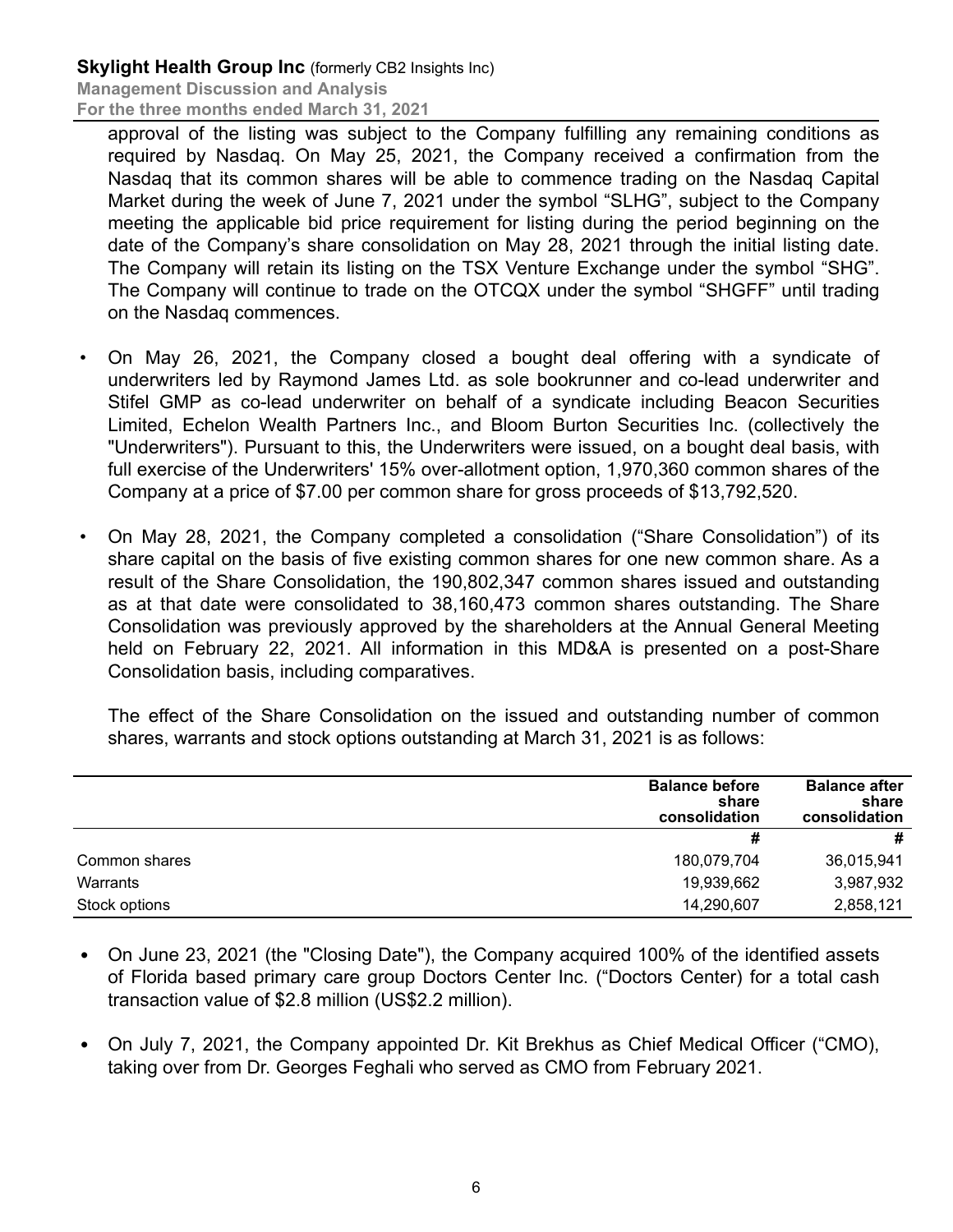approval of the listing was subject to the Company fulfilling any remaining conditions as required by Nasdaq. On May 25, 2021, the Company received a confirmation from the Nasdaq that its common shares will be able to commence trading on the Nasdaq Capital Market during the week of June 7, 2021 under the symbol "SLHG", subject to the Company meeting the applicable bid price requirement for listing during the period beginning on the date of the Company's share consolidation on May 28, 2021 through the initial listing date. The Company will retain its listing on the TSX Venture Exchange under the symbol "SHG". The Company will continue to trade on the OTCQX under the symbol "SHGFF" until trading on the Nasdaq commences.

- On May 26, 2021, the Company closed a bought deal offering with a syndicate of underwriters led by Raymond James Ltd. as sole bookrunner and co-lead underwriter and Stifel GMP as co-lead underwriter on behalf of a syndicate including Beacon Securities Limited, Echelon Wealth Partners Inc., and Bloom Burton Securities Inc. (collectively the "Underwriters"). Pursuant to this, the Underwriters were issued, on a bought deal basis, with full exercise of the Underwriters' 15% over-allotment option, 1,970,360 common shares of the Company at a price of $7.00 per common share for gross proceeds of $13,792,520.

- On May 28, 2021, the Company completed a consolidation ("Share Consolidation") of its share capital on the basis of five existing common shares for one new common share. As a result of the Share Consolidation, the 190,802,347 common shares issued and outstanding as at that date were consolidated to 38,160,473 common shares outstanding. The Share Consolidation was previously approved by the shareholders at the Annual General Meeting held on February 22, 2021. All information in this MD&A is presented on a post-Share Consolidation basis, including comparatives.

  The effect of the Share Consolidation on the issued and outstanding number of common shares, warrants and stock options outstanding at March 31, 2021 is as follows:

| | Balance before share consolidation | Balance after share consolidation |
|---|---|---|
| | # | # |
| Common shares | 180,079,704 | 36,015,941 |
| Warrants | 19,939,662 | 3,987,932 |
| Stock options | 14,290,607 | 2,858,121 |

- On June 23, 2021 (the "Closing Date"), the Company acquired 100% of the identified assets of Florida based primary care group Doctors Center Inc. ("Doctors Center) for a total cash transaction value of $2.8 million (US$2.2 million).

- On July 7, 2021, the Company appointed Dr. Kit Brekhus as Chief Medical Officer ("CMO"), taking over from Dr. Georges Feghali who served as CMO from February 2021.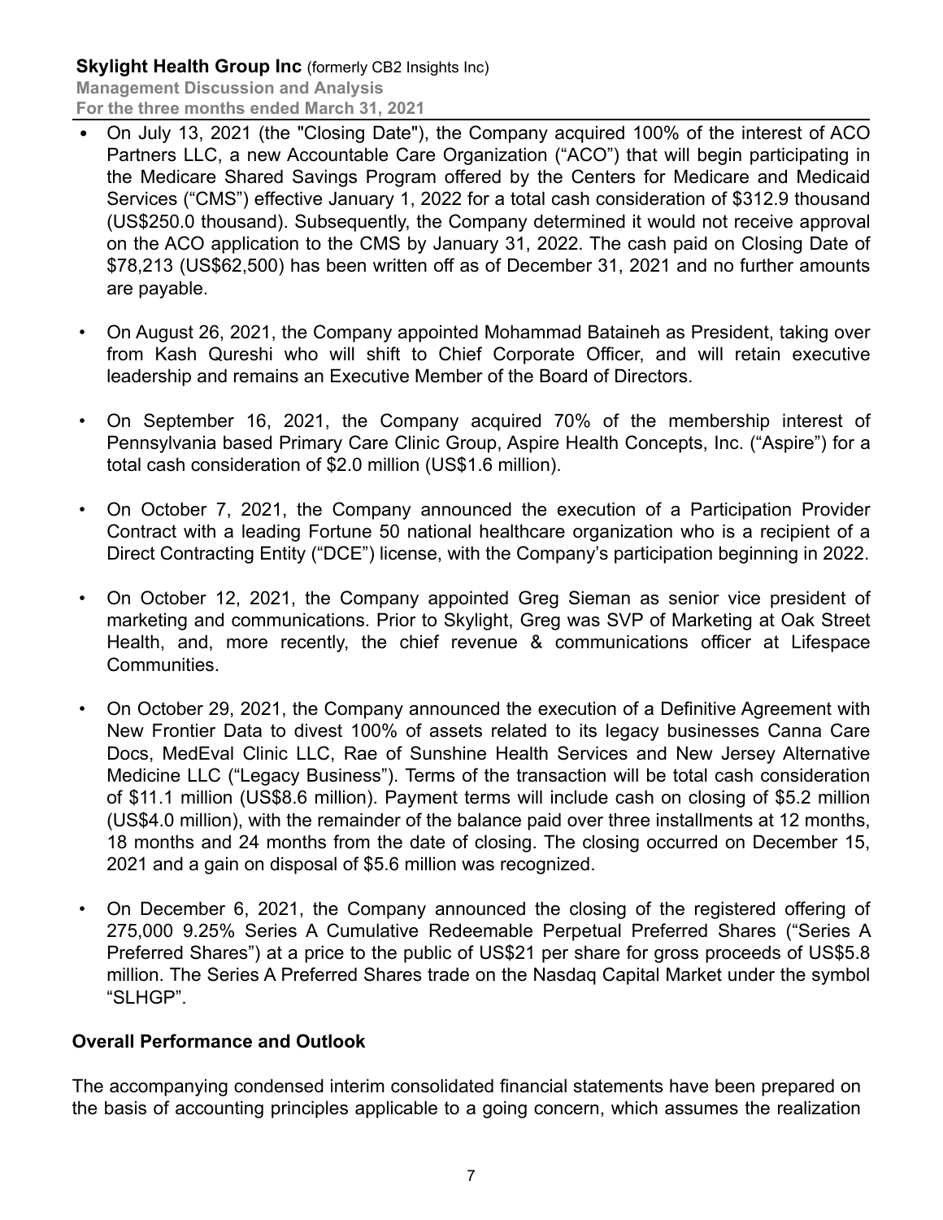- On July 13, 2021 (the "Closing Date"), the Company acquired 100% of the interest of ACO Partners LLC, a new Accountable Care Organization ("ACO") that will begin participating in the Medicare Shared Savings Program offered by the Centers for Medicare and Medicaid Services ("CMS") effective January 1, 2022 for a total cash consideration of $312.9 thousand (US$250.0 thousand). Subsequently, the Company determined it would not receive approval on the ACO application to the CMS by January 31, 2022. The cash paid on Closing Date of $78,213 (US$62,500) has been written off as of December 31, 2021 and no further amounts are payable.

- On August 26, 2021, the Company appointed Mohammad Bataineh as President, taking over from Kash Qureshi who will shift to Chief Corporate Officer, and will retain executive leadership and remains an Executive Member of the Board of Directors.

- On September 16, 2021, the Company acquired 70% of the membership interest of Pennsylvania based Primary Care Clinic Group, Aspire Health Concepts, Inc. ("Aspire") for a total cash consideration of $2.0 million (US$1.6 million).

- On October 7, 2021, the Company announced the execution of a Participation Provider Contract with a leading Fortune 50 national healthcare organization who is a recipient of a Direct Contracting Entity ("DCE") license, with the Company's participation beginning in 2022.

- On October 12, 2021, the Company appointed Greg Sieman as senior vice president of marketing and communications. Prior to Skylight, Greg was SVP of Marketing at Oak Street Health, and, more recently, the chief revenue & communications officer at Lifespace Communities.

- On October 29, 2021, the Company announced the execution of a Definitive Agreement with New Frontier Data to divest 100% of assets related to its legacy businesses Canna Care Docs, MedEval Clinic LLC, Rae of Sunshine Health Services and New Jersey Alternative Medicine LLC ("Legacy Business"). Terms of the transaction will be total cash consideration of $11.1 million (US$8.6 million). Payment terms will include cash on closing of $5.2 million (US$4.0 million), with the remainder of the balance paid over three installments at 12 months, 18 months and 24 months from the date of closing. The closing occurred on December 15, 2021 and a gain on disposal of $5.6 million was recognized.

- On December 6, 2021, the Company announced the closing of the registered offering of 275,000 9.25% Series A Cumulative Redeemable Perpetual Preferred Shares ("Series A Preferred Shares") at a price to the public of US$21 per share for gross proceeds of US$5.8 million. The Series A Preferred Shares trade on the Nasdaq Capital Market under the symbol "SLHGP".

## Overall Performance and Outlook

The accompanying condensed interim consolidated financial statements have been prepared on the basis of accounting principles applicable to a going concern, which assumes the realization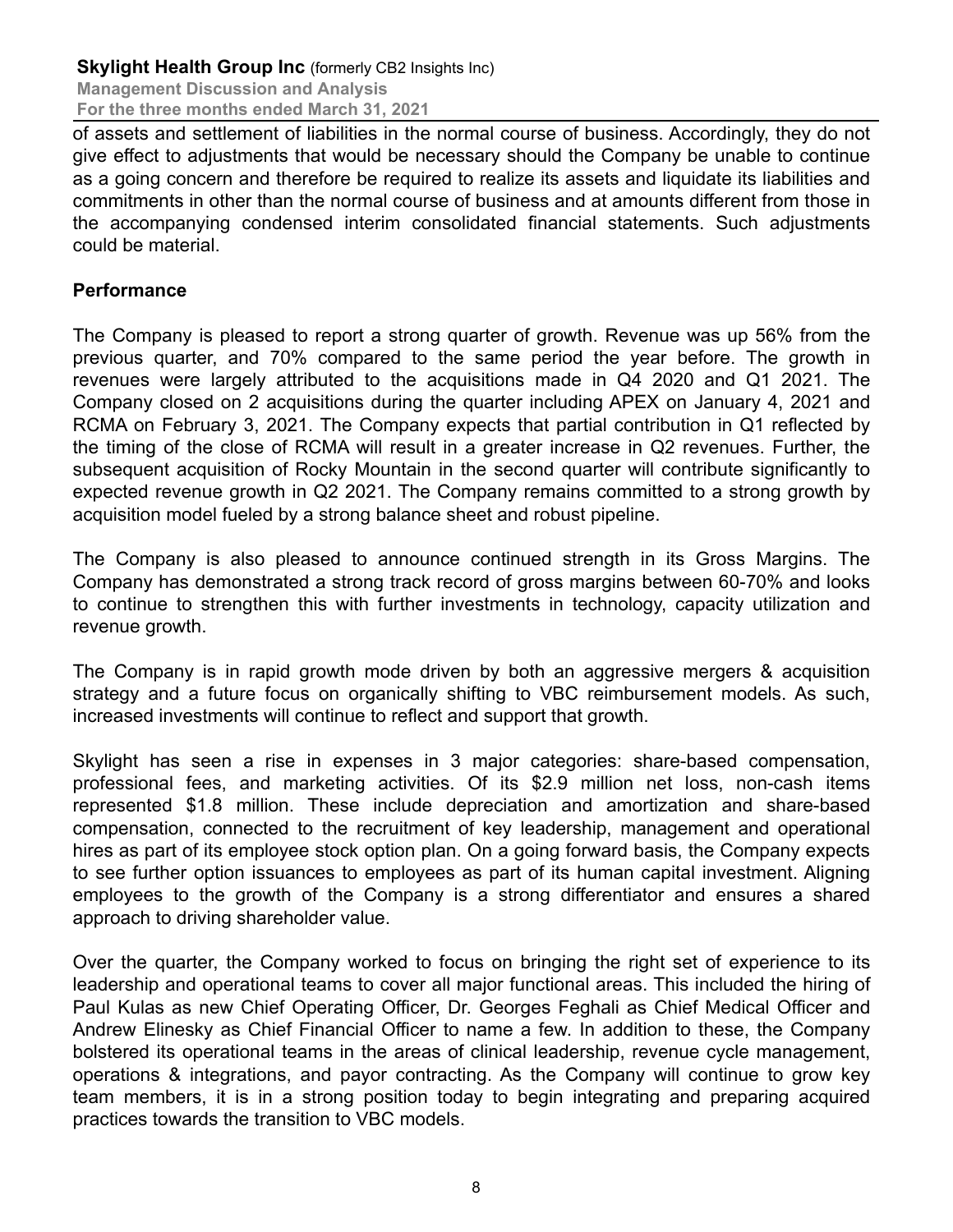of assets and settlement of liabilities in the normal course of business. Accordingly, they do not give effect to adjustments that would be necessary should the Company be unable to continue as a going concern and therefore be required to realize its assets and liquidate its liabilities and commitments in other than the normal course of business and at amounts different from those in the accompanying condensed interim consolidated financial statements. Such adjustments could be material.

## Performance

The Company is pleased to report a strong quarter of growth. Revenue was up 56% from the previous quarter, and 70% compared to the same period the year before. The growth in revenues were largely attributed to the acquisitions made in Q4 2020 and Q1 2021. The Company closed on 2 acquisitions during the quarter including APEX on January 4, 2021 and RCMA on February 3, 2021. The Company expects that partial contribution in Q1 reflected by the timing of the close of RCMA will result in a greater increase in Q2 revenues. Further, the subsequent acquisition of Rocky Mountain in the second quarter will contribute significantly to expected revenue growth in Q2 2021. The Company remains committed to a strong growth by acquisition model fueled by a strong balance sheet and robust pipeline.

The Company is also pleased to announce continued strength in its Gross Margins. The Company has demonstrated a strong track record of gross margins between 60-70% and looks to continue to strengthen this with further investments in technology, capacity utilization and revenue growth.

The Company is in rapid growth mode driven by both an aggressive mergers & acquisition strategy and a future focus on organically shifting to VBC reimbursement models. As such, increased investments will continue to reflect and support that growth.

Skylight has seen a rise in expenses in 3 major categories: share-based compensation, professional fees, and marketing activities. Of its $2.9 million net loss, non-cash items represented $1.8 million. These include depreciation and amortization and share-based compensation, connected to the recruitment of key leadership, management and operational hires as part of its employee stock option plan. On a going forward basis, the Company expects to see further option issuances to employees as part of its human capital investment. Aligning employees to the growth of the Company is a strong differentiator and ensures a shared approach to driving shareholder value.

Over the quarter, the Company worked to focus on bringing the right set of experience to its leadership and operational teams to cover all major functional areas. This included the hiring of Paul Kulas as new Chief Operating Officer, Dr. Georges Feghali as Chief Medical Officer and Andrew Elinesky as Chief Financial Officer to name a few. In addition to these, the Company bolstered its operational teams in the areas of clinical leadership, revenue cycle management, operations & integrations, and payor contracting. As the Company will continue to grow key team members, it is in a strong position today to begin integrating and preparing acquired practices towards the transition to VBC models.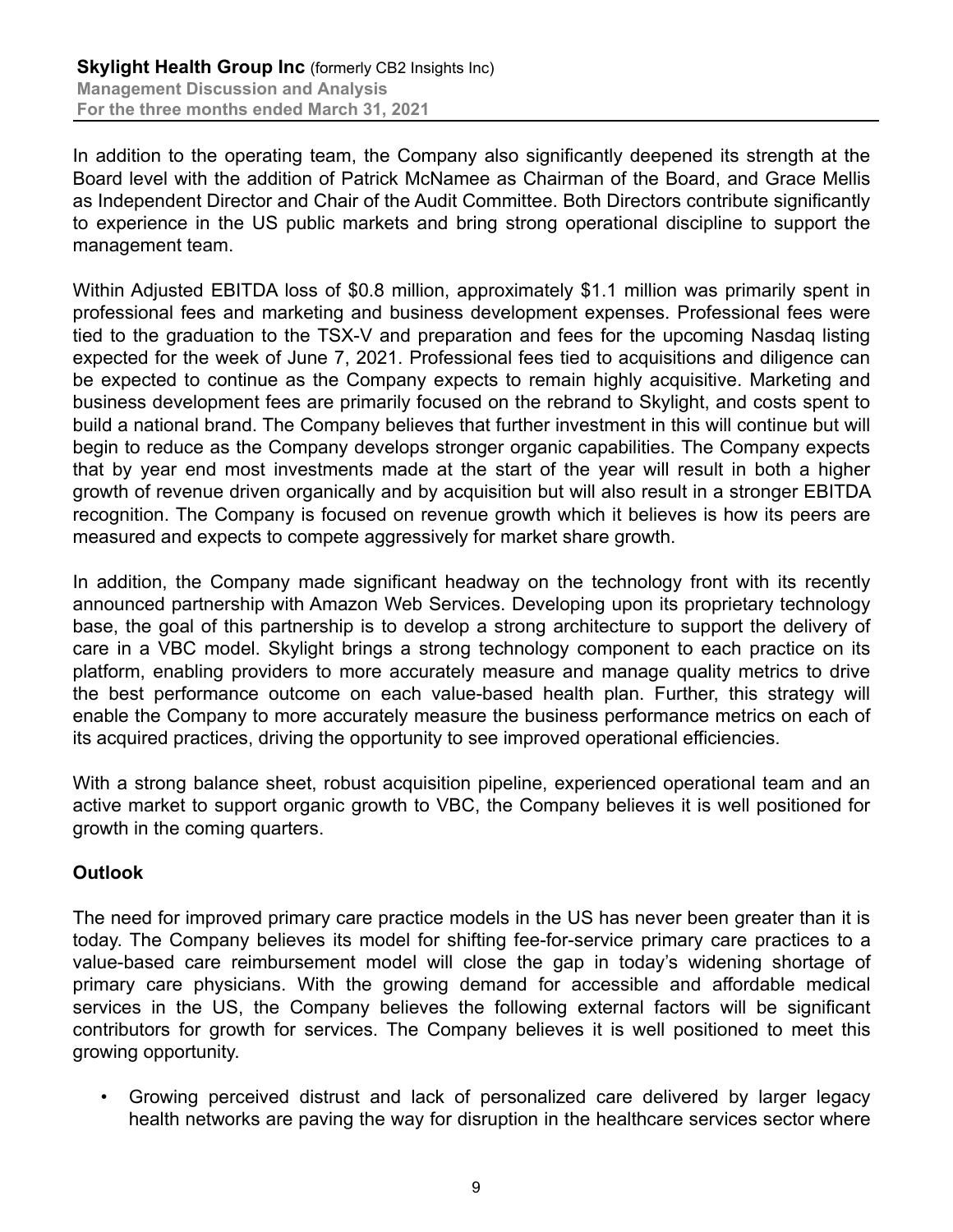In addition to the operating team, the Company also significantly deepened its strength at the Board level with the addition of Patrick McNamee as Chairman of the Board, and Grace Mellis as Independent Director and Chair of the Audit Committee. Both Directors contribute significantly to experience in the US public markets and bring strong operational discipline to support the management team.

Within Adjusted EBITDA loss of $0.8 million, approximately $1.1 million was primarily spent in professional fees and marketing and business development expenses. Professional fees were tied to the graduation to the TSX-V and preparation and fees for the upcoming Nasdaq listing expected for the week of June 7, 2021. Professional fees tied to acquisitions and diligence can be expected to continue as the Company expects to remain highly acquisitive. Marketing and business development fees are primarily focused on the rebrand to Skylight, and costs spent to build a national brand. The Company believes that further investment in this will continue but will begin to reduce as the Company develops stronger organic capabilities. The Company expects that by year end most investments made at the start of the year will result in both a higher growth of revenue driven organically and by acquisition but will also result in a stronger EBITDA recognition. The Company is focused on revenue growth which it believes is how its peers are measured and expects to compete aggressively for market share growth.

In addition, the Company made significant headway on the technology front with its recently announced partnership with Amazon Web Services. Developing upon its proprietary technology base, the goal of this partnership is to develop a strong architecture to support the delivery of care in a VBC model. Skylight brings a strong technology component to each practice on its platform, enabling providers to more accurately measure and manage quality metrics to drive the best performance outcome on each value-based health plan. Further, this strategy will enable the Company to more accurately measure the business performance metrics on each of its acquired practices, driving the opportunity to see improved operational efficiencies.

With a strong balance sheet, robust acquisition pipeline, experienced operational team and an active market to support organic growth to VBC, the Company believes it is well positioned for growth in the coming quarters.

## Outlook

The need for improved primary care practice models in the US has never been greater than it is today. The Company believes its model for shifting fee-for-service primary care practices to a value-based care reimbursement model will close the gap in today's widening shortage of primary care physicians. With the growing demand for accessible and affordable medical services in the US, the Company believes the following external factors will be significant contributors for growth for services. The Company believes it is well positioned to meet this growing opportunity.

- Growing perceived distrust and lack of personalized care delivered by larger legacy health networks are paving the way for disruption in the healthcare services sector where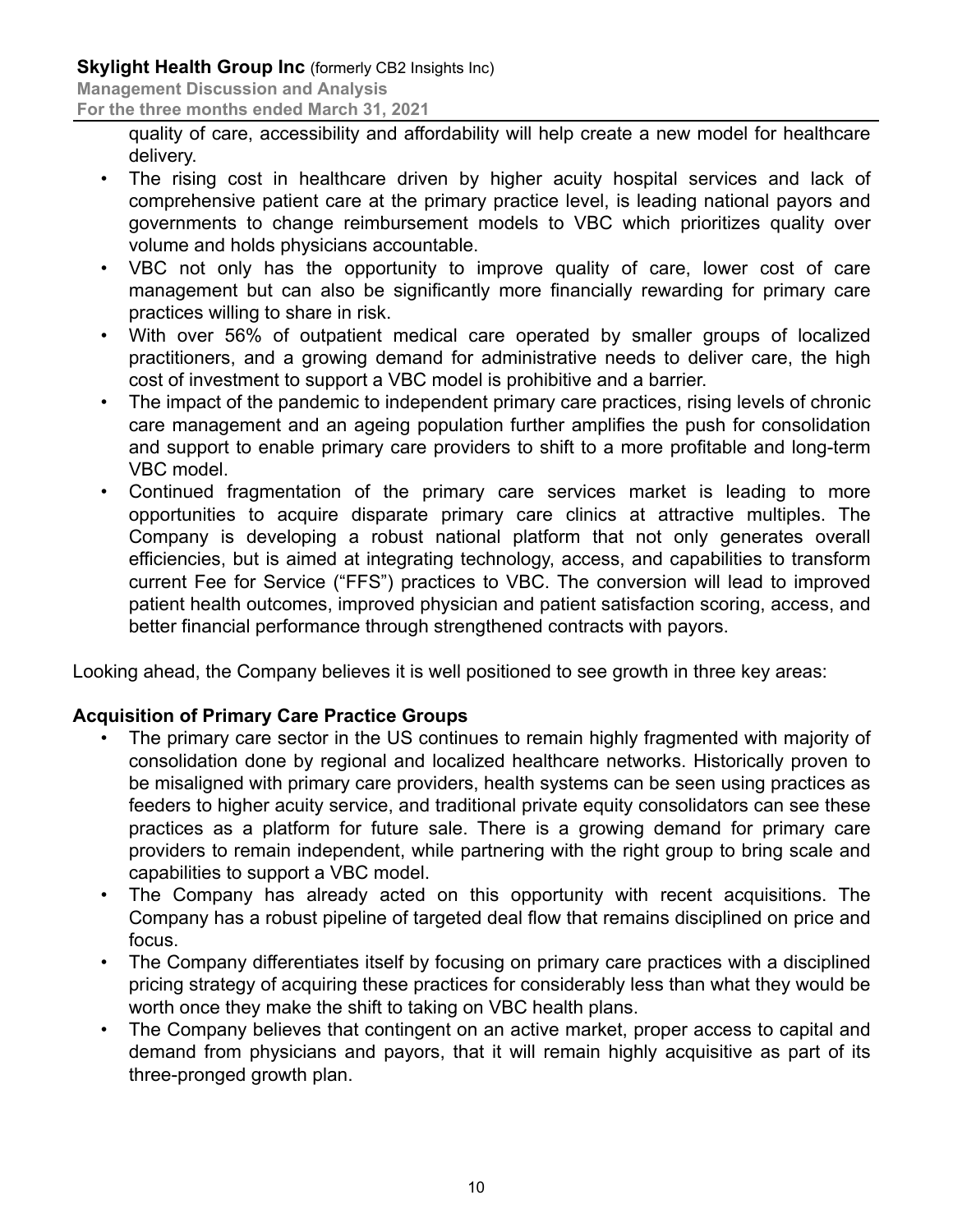quality of care, accessibility and affordability will help create a new model for healthcare delivery.

- The rising cost in healthcare driven by higher acuity hospital services and lack of comprehensive patient care at the primary practice level, is leading national payors and governments to change reimbursement models to VBC which prioritizes quality over volume and holds physicians accountable.
- VBC not only has the opportunity to improve quality of care, lower cost of care management but can also be significantly more financially rewarding for primary care practices willing to share in risk.
- With over 56% of outpatient medical care operated by smaller groups of localized practitioners, and a growing demand for administrative needs to deliver care, the high cost of investment to support a VBC model is prohibitive and a barrier.
- The impact of the pandemic to independent primary care practices, rising levels of chronic care management and an ageing population further amplifies the push for consolidation and support to enable primary care providers to shift to a more profitable and long-term VBC model.
- Continued fragmentation of the primary care services market is leading to more opportunities to acquire disparate primary care clinics at attractive multiples. The Company is developing a robust national platform that not only generates overall efficiencies, but is aimed at integrating technology, access, and capabilities to transform current Fee for Service ("FFS") practices to VBC. The conversion will lead to improved patient health outcomes, improved physician and patient satisfaction scoring, access, and better financial performance through strengthened contracts with payors.

Looking ahead, the Company believes it is well positioned to see growth in three key areas:

**Acquisition of Primary Care Practice Groups**

- The primary care sector in the US continues to remain highly fragmented with majority of consolidation done by regional and localized healthcare networks. Historically proven to be misaligned with primary care providers, health systems can be seen using practices as feeders to higher acuity service, and traditional private equity consolidators can see these practices as a platform for future sale. There is a growing demand for primary care providers to remain independent, while partnering with the right group to bring scale and capabilities to support a VBC model.
- The Company has already acted on this opportunity with recent acquisitions. The Company has a robust pipeline of targeted deal flow that remains disciplined on price and focus.
- The Company differentiates itself by focusing on primary care practices with a disciplined pricing strategy of acquiring these practices for considerably less than what they would be worth once they make the shift to taking on VBC health plans.
- The Company believes that contingent on an active market, proper access to capital and demand from physicians and payors, that it will remain highly acquisitive as part of its three-pronged growth plan.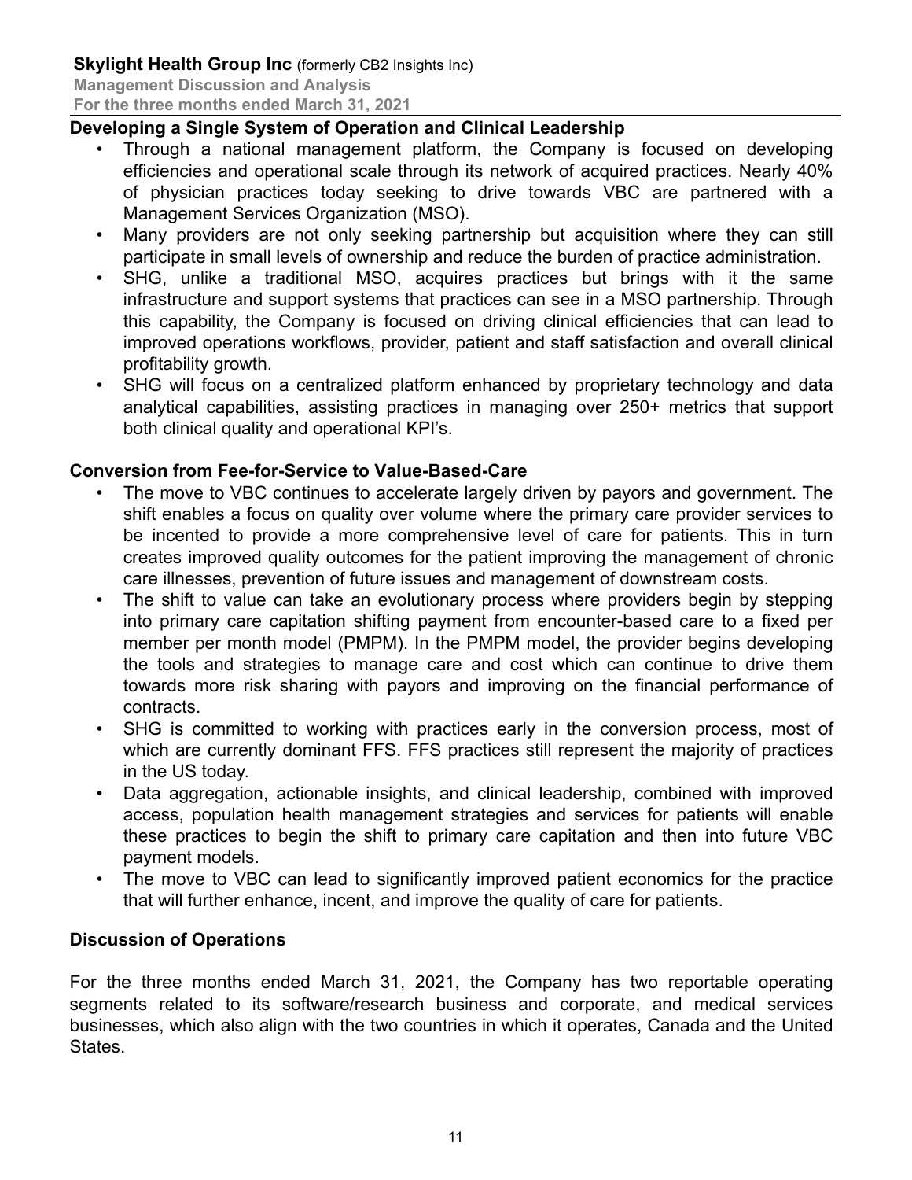## Developing a Single System of Operation and Clinical Leadership

- Through a national management platform, the Company is focused on developing efficiencies and operational scale through its network of acquired practices. Nearly 40% of physician practices today seeking to drive towards VBC are partnered with a Management Services Organization (MSO).
- Many providers are not only seeking partnership but acquisition where they can still participate in small levels of ownership and reduce the burden of practice administration.
- SHG, unlike a traditional MSO, acquires practices but brings with it the same infrastructure and support systems that practices can see in a MSO partnership. Through this capability, the Company is focused on driving clinical efficiencies that can lead to improved operations workflows, provider, patient and staff satisfaction and overall clinical profitability growth.
- SHG will focus on a centralized platform enhanced by proprietary technology and data analytical capabilities, assisting practices in managing over 250+ metrics that support both clinical quality and operational KPI's.

## Conversion from Fee-for-Service to Value-Based-Care

- The move to VBC continues to accelerate largely driven by payors and government. The shift enables a focus on quality over volume where the primary care provider services to be incented to provide a more comprehensive level of care for patients. This in turn creates improved quality outcomes for the patient improving the management of chronic care illnesses, prevention of future issues and management of downstream costs.
- The shift to value can take an evolutionary process where providers begin by stepping into primary care capitation shifting payment from encounter-based care to a fixed per member per month model (PMPM). In the PMPM model, the provider begins developing the tools and strategies to manage care and cost which can continue to drive them towards more risk sharing with payors and improving on the financial performance of contracts.
- SHG is committed to working with practices early in the conversion process, most of which are currently dominant FFS. FFS practices still represent the majority of practices in the US today.
- Data aggregation, actionable insights, and clinical leadership, combined with improved access, population health management strategies and services for patients will enable these practices to begin the shift to primary care capitation and then into future VBC payment models.
- The move to VBC can lead to significantly improved patient economics for the practice that will further enhance, incent, and improve the quality of care for patients.

## Discussion of Operations

For the three months ended March 31, 2021, the Company has two reportable operating segments related to its software/research business and corporate, and medical services businesses, which also align with the two countries in which it operates, Canada and the United States.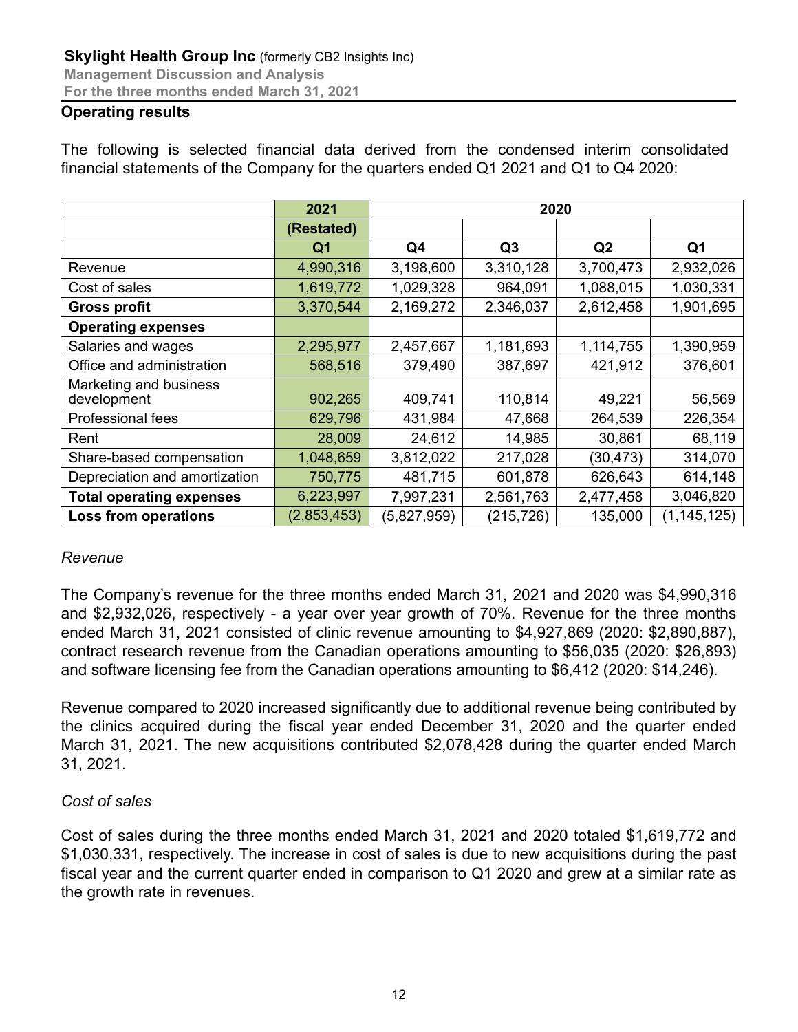## Operating results

The following is selected financial data derived from the condensed interim consolidated financial statements of the Company for the quarters ended Q1 2021 and Q1 to Q4 2020:

| | 2021 | 2020 | | | |
|---|---|---|---|---|---|
| | (Restated) | | | | |
| | Q1 | Q4 | Q3 | Q2 | Q1 |
| Revenue | 4,990,316 | 3,198,600 | 3,310,128 | 3,700,473 | 2,932,026 |
| Cost of sales | 1,619,772 | 1,029,328 | 964,091 | 1,088,015 | 1,030,331 |
| **Gross profit** | 3,370,544 | 2,169,272 | 2,346,037 | 2,612,458 | 1,901,695 |
| **Operating expenses** | | | | | |
| Salaries and wages | 2,295,977 | 2,457,667 | 1,181,693 | 1,114,755 | 1,390,959 |
| Office and administration | 568,516 | 379,490 | 387,697 | 421,912 | 376,601 |
| Marketing and business development | 902,265 | 409,741 | 110,814 | 49,221 | 56,569 |
| Professional fees | 629,796 | 431,984 | 47,668 | 264,539 | 226,354 |
| Rent | 28,009 | 24,612 | 14,985 | 30,861 | 68,119 |
| Share-based compensation | 1,048,659 | 3,812,022 | 217,028 | (30,473) | 314,070 |
| Depreciation and amortization | 750,775 | 481,715 | 601,878 | 626,643 | 614,148 |
| **Total operating expenses** | 6,223,997 | 7,997,231 | 2,561,763 | 2,477,458 | 3,046,820 |
| **Loss from operations** | (2,853,453) | (5,827,959) | (215,726) | 135,000 | (1, 145,125) |

*Revenue*

The Company's revenue for the three months ended March 31, 2021 and 2020 was $4,990,316 and $2,932,026, respectively - a year over year growth of 70%. Revenue for the three months ended March 31, 2021 consisted of clinic revenue amounting to $4,927,869 (2020: $2,890,887), contract research revenue from the Canadian operations amounting to $56,035 (2020: $26,893) and software licensing fee from the Canadian operations amounting to $6,412 (2020: $14,246).

Revenue compared to 2020 increased significantly due to additional revenue being contributed by the clinics acquired during the fiscal year ended December 31, 2020 and the quarter ended March 31, 2021. The new acquisitions contributed $2,078,428 during the quarter ended March 31, 2021.

*Cost of sales*

Cost of sales during the three months ended March 31, 2021 and 2020 totaled $1,619,772 and $1,030,331, respectively. The increase in cost of sales is due to new acquisitions during the past fiscal year and the current quarter ended in comparison to Q1 2020 and grew at a similar rate as the growth rate in revenues.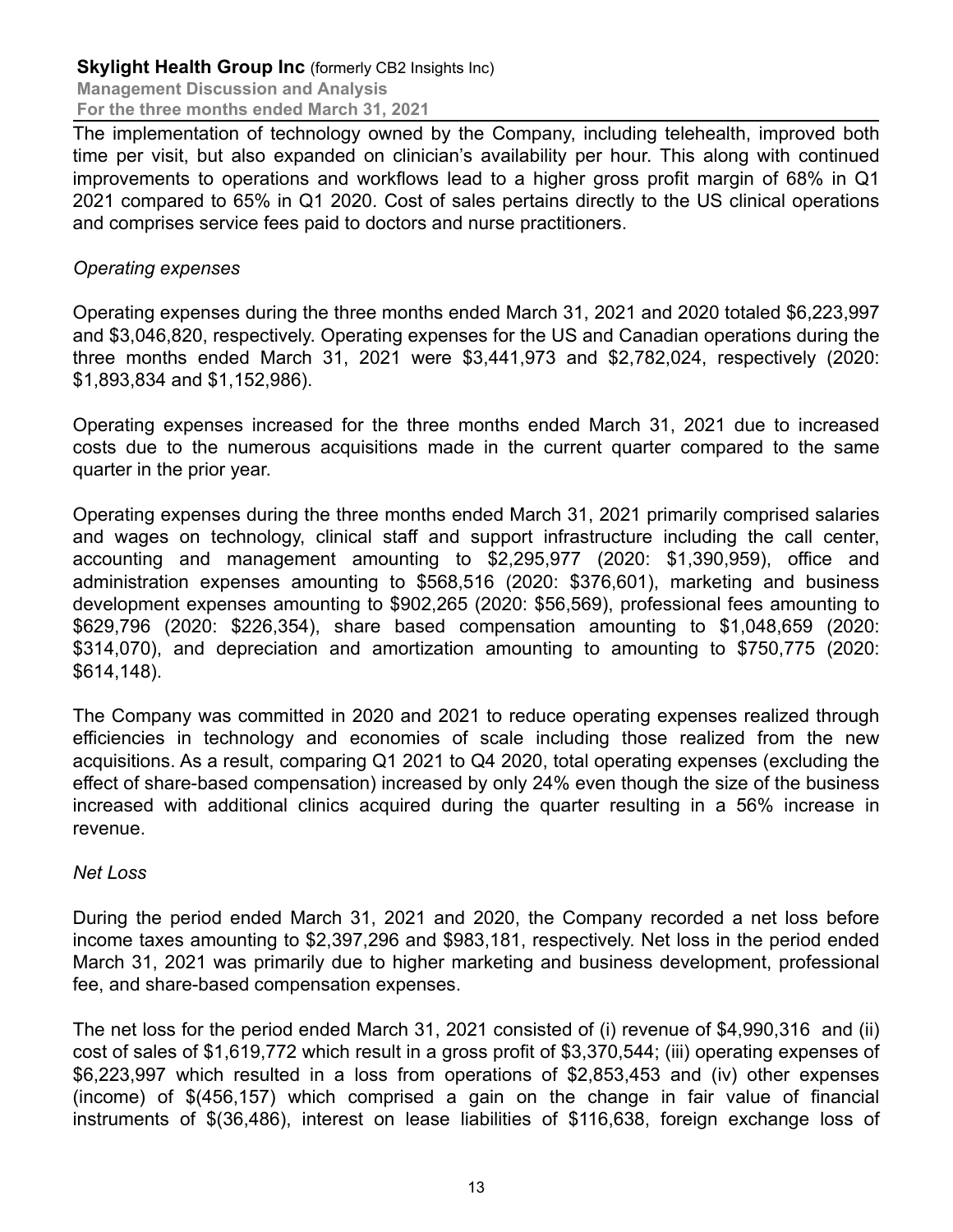The implementation of technology owned by the Company, including telehealth, improved both time per visit, but also expanded on clinician's availability per hour. This along with continued improvements to operations and workflows lead to a higher gross profit margin of 68% in Q1 2021 compared to 65% in Q1 2020. Cost of sales pertains directly to the US clinical operations and comprises service fees paid to doctors and nurse practitioners.

*Operating expenses*

Operating expenses during the three months ended March 31, 2021 and 2020 totaled $6,223,997 and $3,046,820, respectively. Operating expenses for the US and Canadian operations during the three months ended March 31, 2021 were $3,441,973 and $2,782,024, respectively (2020: $1,893,834 and $1,152,986).

Operating expenses increased for the three months ended March 31, 2021 due to increased costs due to the numerous acquisitions made in the current quarter compared to the same quarter in the prior year.

Operating expenses during the three months ended March 31, 2021 primarily comprised salaries and wages on technology, clinical staff and support infrastructure including the call center, accounting and management amounting to $2,295,977 (2020: $1,390,959), office and administration expenses amounting to $568,516 (2020: $376,601), marketing and business development expenses amounting to $902,265 (2020: $56,569), professional fees amounting to $629,796 (2020: $226,354), share based compensation amounting to $1,048,659 (2020: $314,070), and depreciation and amortization amounting to amounting to $750,775 (2020: $614,148).

The Company was committed in 2020 and 2021 to reduce operating expenses realized through efficiencies in technology and economies of scale including those realized from the new acquisitions. As a result, comparing Q1 2021 to Q4 2020, total operating expenses (excluding the effect of share-based compensation) increased by only 24% even though the size of the business increased with additional clinics acquired during the quarter resulting in a 56% increase in revenue.

*Net Loss*

During the period ended March 31, 2021 and 2020, the Company recorded a net loss before income taxes amounting to $2,397,296 and $983,181, respectively. Net loss in the period ended March 31, 2021 was primarily due to higher marketing and business development, professional fee, and share-based compensation expenses.

The net loss for the period ended March 31, 2021 consisted of (i) revenue of $4,990,316 and (ii) cost of sales of $1,619,772 which result in a gross profit of $3,370,544; (iii) operating expenses of $6,223,997 which resulted in a loss from operations of $2,853,453 and (iv) other expenses (income) of $(456,157) which comprised a gain on the change in fair value of financial instruments of $(36,486), interest on lease liabilities of $116,638, foreign exchange loss of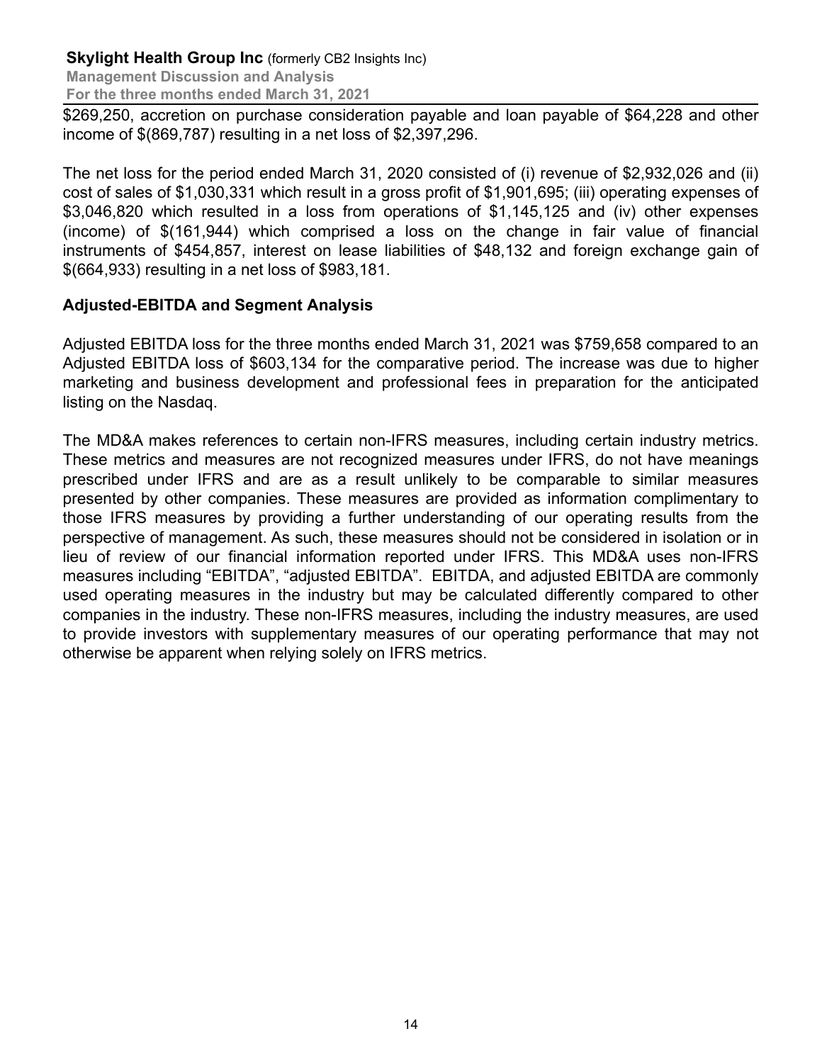$269,250, accretion on purchase consideration payable and loan payable of $64,228 and other income of $(869,787) resulting in a net loss of $2,397,296.

The net loss for the period ended March 31, 2020 consisted of (i) revenue of $2,932,026 and (ii) cost of sales of $1,030,331 which result in a gross profit of $1,901,695; (iii) operating expenses of $3,046,820 which resulted in a loss from operations of $1,145,125 and (iv) other expenses (income) of $(161,944) which comprised a loss on the change in fair value of financial instruments of $454,857, interest on lease liabilities of $48,132 and foreign exchange gain of $(664,933) resulting in a net loss of $983,181.

## Adjusted-EBITDA and Segment Analysis

Adjusted EBITDA loss for the three months ended March 31, 2021 was $759,658 compared to an Adjusted EBITDA loss of $603,134 for the comparative period. The increase was due to higher marketing and business development and professional fees in preparation for the anticipated listing on the Nasdaq.

The MD&A makes references to certain non-IFRS measures, including certain industry metrics. These metrics and measures are not recognized measures under IFRS, do not have meanings prescribed under IFRS and are as a result unlikely to be comparable to similar measures presented by other companies. These measures are provided as information complimentary to those IFRS measures by providing a further understanding of our operating results from the perspective of management. As such, these measures should not be considered in isolation or in lieu of review of our financial information reported under IFRS. This MD&A uses non-IFRS measures including "EBITDA", "adjusted EBITDA". EBITDA, and adjusted EBITDA are commonly used operating measures in the industry but may be calculated differently compared to other companies in the industry. These non-IFRS measures, including the industry measures, are used to provide investors with supplementary measures of our operating performance that may not otherwise be apparent when relying solely on IFRS metrics.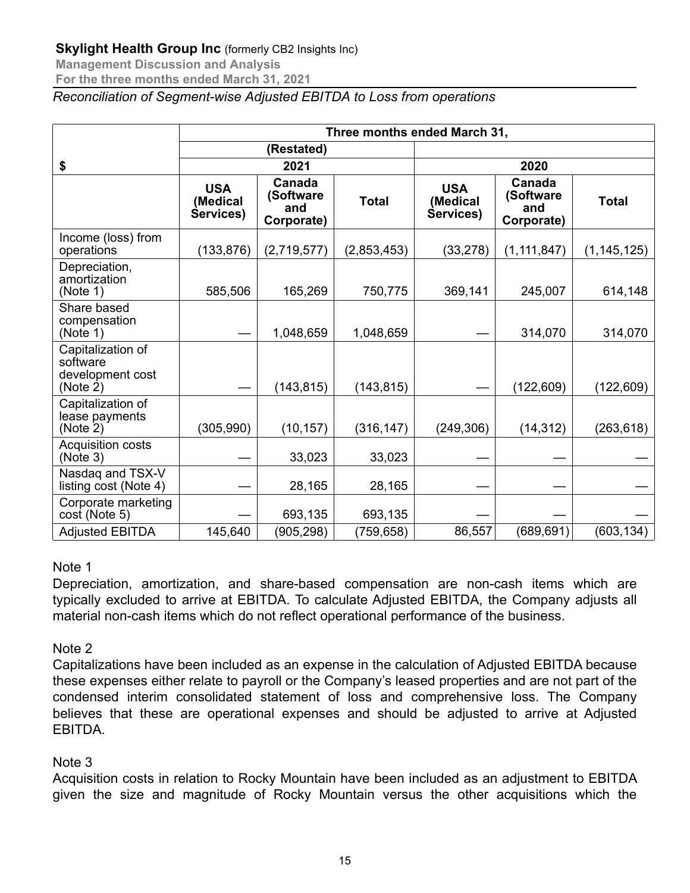*Reconciliation of Segment-wise Adjusted EBITDA to Loss from operations*

| $ | Three months ended March 31, | | | | | |
|---|---|---|---|---|---|---|
| | (Restated) | | | | | |
| | 2021 | | | 2020 | | |
| | USA (Medical Services) | Canada (Software and Corporate) | Total | USA (Medical Services) | Canada (Software and Corporate) | Total |
| Income (loss) from operations | (133,876) | (2,719,577) | (2,853,453) | (33,278) | (1,111,847) | (1,145,125) |
| Depreciation, amortization (Note 1) | 585,506 | 165,269 | 750,775 | 369,141 | 245,007 | 614,148 |
| Share based compensation (Note 1) | — | 1,048,659 | 1,048,659 | — | 314,070 | 314,070 |
| Capitalization of software development cost (Note 2) | — | (143,815) | (143,815) | — | (122,609) | (122,609) |
| Capitalization of lease payments (Note 2) | (305,990) | (10,157) | (316,147) | (249,306) | (14,312) | (263,618) |
| Acquisition costs (Note 3) | — | 33,023 | 33,023 | — | — | — |
| Nasdaq and TSX-V listing cost (Note 4) | — | 28,165 | 28,165 | — | — | — |
| Corporate marketing cost (Note 5) | — | 693,135 | 693,135 | — | — | — |
| Adjusted EBITDA | 145,640 | (905,298) | (759,658) | 86,557 | (689,691) | (603,134) |

Note 1

Depreciation, amortization, and share-based compensation are non-cash items which are typically excluded to arrive at EBITDA. To calculate Adjusted EBITDA, the Company adjusts all material non-cash items which do not reflect operational performance of the business.

Note 2

Capitalizations have been included as an expense in the calculation of Adjusted EBITDA because these expenses either relate to payroll or the Company's leased properties and are not part of the condensed interim consolidated statement of loss and comprehensive loss. The Company believes that these are operational expenses and should be adjusted to arrive at Adjusted EBITDA.

Note 3

Acquisition costs in relation to Rocky Mountain have been included as an adjustment to EBITDA given the size and magnitude of Rocky Mountain versus the other acquisitions which the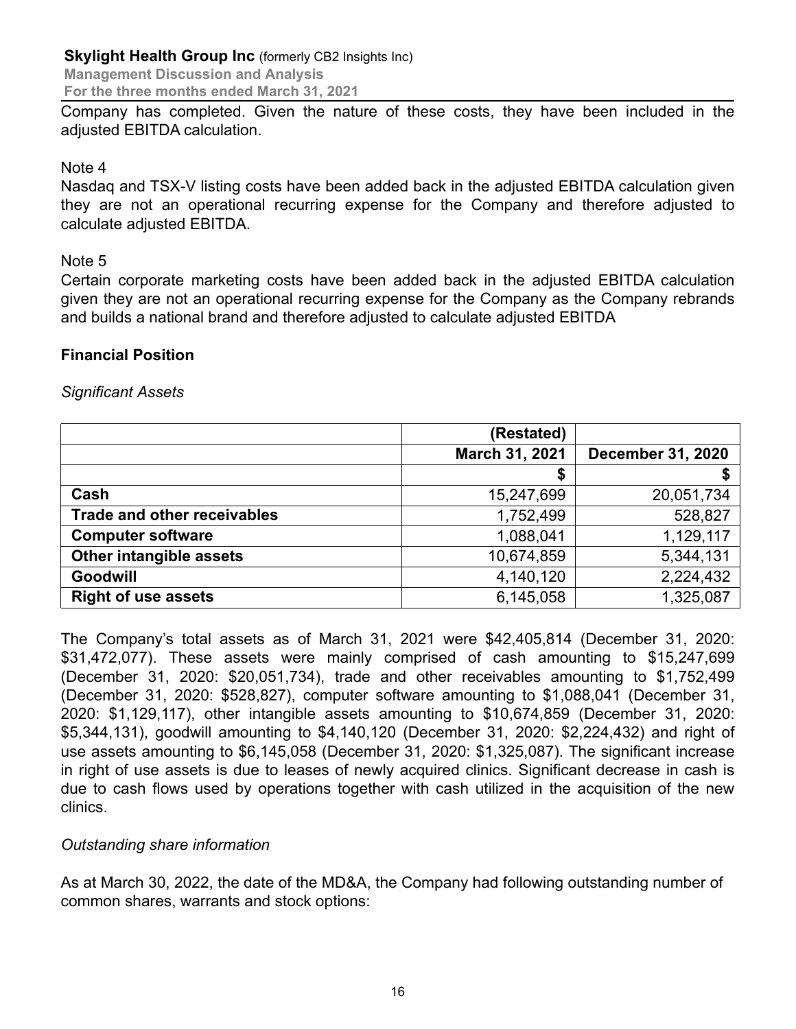Company has completed. Given the nature of these costs, they have been included in the adjusted EBITDA calculation.

Note 4

Nasdaq and TSX-V listing costs have been added back in the adjusted EBITDA calculation given they are not an operational recurring expense for the Company and therefore adjusted to calculate adjusted EBITDA.

Note 5

Certain corporate marketing costs have been added back in the adjusted EBITDA calculation given they are not an operational recurring expense for the Company as the Company rebrands and builds a national brand and therefore adjusted to calculate adjusted EBITDA

## Financial Position

*Significant Assets*

| | (Restated) | |
|---|---|---|
| | **March 31, 2021** | **December 31, 2020** |
| | **$** | **$** |
| **Cash** | 15,247,699 | 20,051,734 |
| **Trade and other receivables** | 1,752,499 | 528,827 |
| **Computer software** | 1,088,041 | 1,129,117 |
| **Other intangible assets** | 10,674,859 | 5,344,131 |
| **Goodwill** | 4,140,120 | 2,224,432 |
| **Right of use assets** | 6,145,058 | 1,325,087 |

The Company's total assets as of March 31, 2021 were $42,405,814 (December 31, 2020: $31,472,077). These assets were mainly comprised of cash amounting to $15,247,699 (December 31, 2020: $20,051,734), trade and other receivables amounting to $1,752,499 (December 31, 2020: $528,827), computer software amounting to $1,088,041 (December 31, 2020: $1,129,117), other intangible assets amounting to $10,674,859 (December 31, 2020: $5,344,131), goodwill amounting to $4,140,120 (December 31, 2020: $2,224,432) and right of use assets amounting to $6,145,058 (December 31, 2020: $1,325,087). The significant increase in right of use assets is due to leases of newly acquired clinics. Significant decrease in cash is due to cash flows used by operations together with cash utilized in the acquisition of the new clinics.

*Outstanding share information*

As at March 30, 2022, the date of the MD&A, the Company had following outstanding number of common shares, warrants and stock options: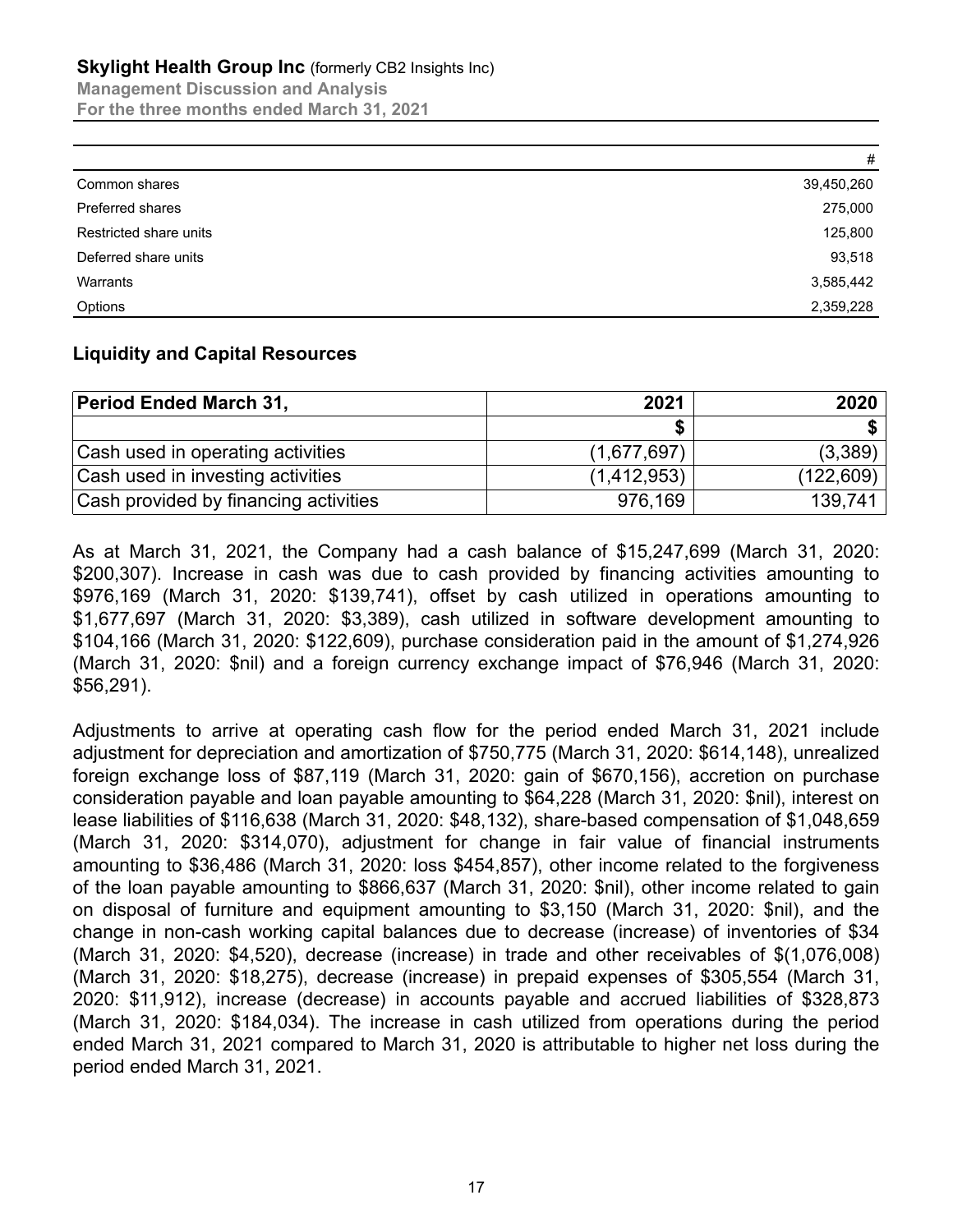| | # |
|---|---|
| Common shares | 39,450,260 |
| Preferred shares | 275,000 |
| Restricted share units | 125,800 |
| Deferred share units | 93,518 |
| Warrants | 3,585,442 |
| Options | 2,359,228 |

## Liquidity and Capital Resources

| Period Ended March 31, | 2021 | 2020 |
|---|---|---|
| | $ | $ |
| Cash used in operating activities | (1,677,697) | (3,389) |
| Cash used in investing activities | (1,412,953) | (122,609) |
| Cash provided by financing activities | 976,169 | 139,741 |

As at March 31, 2021, the Company had a cash balance of $15,247,699 (March 31, 2020: $200,307). Increase in cash was due to cash provided by financing activities amounting to $976,169 (March 31, 2020: $139,741), offset by cash utilized in operations amounting to $1,677,697 (March 31, 2020: $3,389), cash utilized in software development amounting to $104,166 (March 31, 2020: $122,609), purchase consideration paid in the amount of $1,274,926 (March 31, 2020: $nil) and a foreign currency exchange impact of $76,946 (March 31, 2020: $56,291).

Adjustments to arrive at operating cash flow for the period ended March 31, 2021 include adjustment for depreciation and amortization of $750,775 (March 31, 2020: $614,148), unrealized foreign exchange loss of $87,119 (March 31, 2020: gain of $670,156), accretion on purchase consideration payable and loan payable amounting to $64,228 (March 31, 2020: $nil), interest on lease liabilities of $116,638 (March 31, 2020: $48,132), share-based compensation of $1,048,659 (March 31, 2020: $314,070), adjustment for change in fair value of financial instruments amounting to $36,486 (March 31, 2020: loss $454,857), other income related to the forgiveness of the loan payable amounting to $866,637 (March 31, 2020: $nil), other income related to gain on disposal of furniture and equipment amounting to $3,150 (March 31, 2020: $nil), and the change in non-cash working capital balances due to decrease (increase) of inventories of $34 (March 31, 2020: $4,520), decrease (increase) in trade and other receivables of $(1,076,008) (March 31, 2020: $18,275), decrease (increase) in prepaid expenses of $305,554 (March 31, 2020: $11,912), increase (decrease) in accounts payable and accrued liabilities of $328,873 (March 31, 2020: $184,034). The increase in cash utilized from operations during the period ended March 31, 2021 compared to March 31, 2020 is attributable to higher net loss during the period ended March 31, 2021.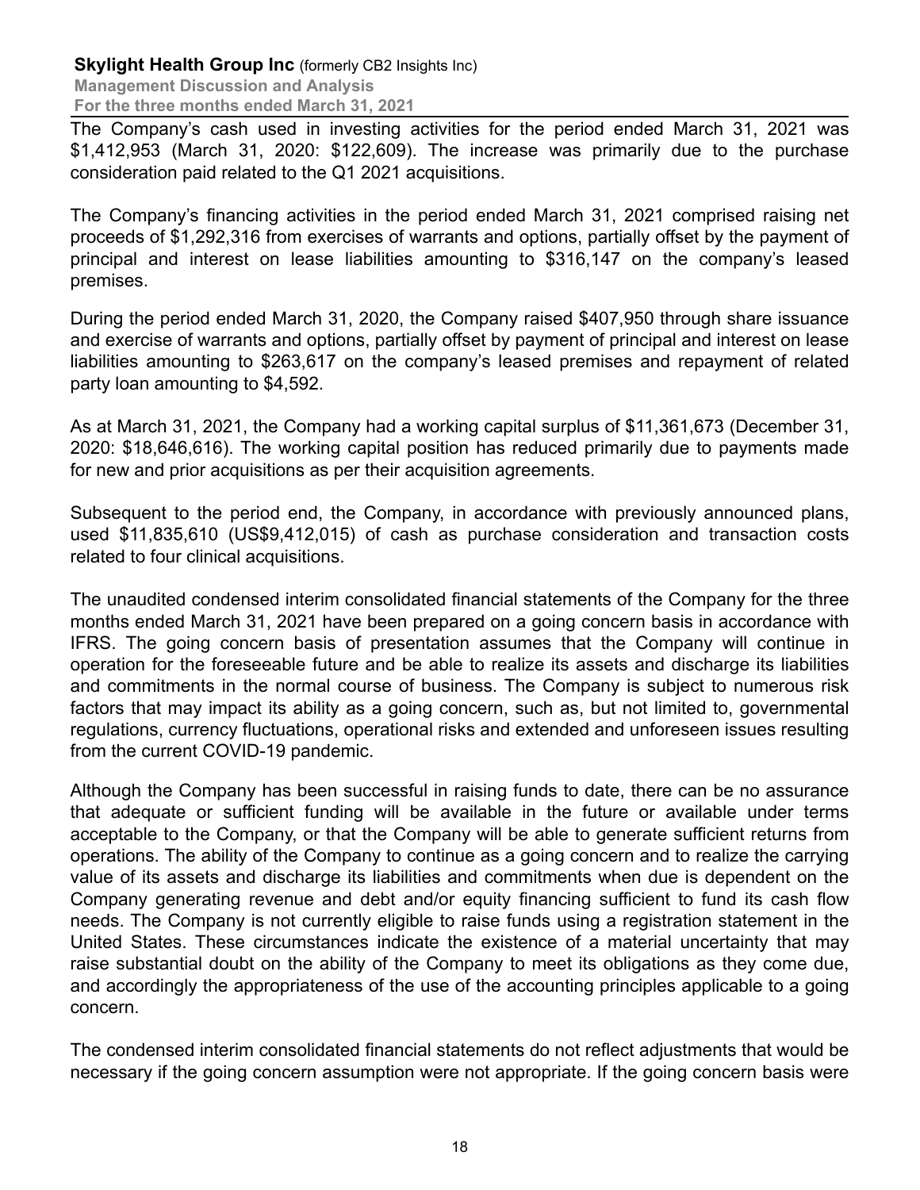The Company's cash used in investing activities for the period ended March 31, 2021 was $1,412,953 (March 31, 2020: $122,609). The increase was primarily due to the purchase consideration paid related to the Q1 2021 acquisitions.

The Company's financing activities in the period ended March 31, 2021 comprised raising net proceeds of $1,292,316 from exercises of warrants and options, partially offset by the payment of principal and interest on lease liabilities amounting to $316,147 on the company's leased premises.

During the period ended March 31, 2020, the Company raised $407,950 through share issuance and exercise of warrants and options, partially offset by payment of principal and interest on lease liabilities amounting to $263,617 on the company's leased premises and repayment of related party loan amounting to $4,592.

As at March 31, 2021, the Company had a working capital surplus of $11,361,673 (December 31, 2020: $18,646,616). The working capital position has reduced primarily due to payments made for new and prior acquisitions as per their acquisition agreements.

Subsequent to the period end, the Company, in accordance with previously announced plans, used $11,835,610 (US$9,412,015) of cash as purchase consideration and transaction costs related to four clinical acquisitions.

The unaudited condensed interim consolidated financial statements of the Company for the three months ended March 31, 2021 have been prepared on a going concern basis in accordance with IFRS. The going concern basis of presentation assumes that the Company will continue in operation for the foreseeable future and be able to realize its assets and discharge its liabilities and commitments in the normal course of business. The Company is subject to numerous risk factors that may impact its ability as a going concern, such as, but not limited to, governmental regulations, currency fluctuations, operational risks and extended and unforeseen issues resulting from the current COVID-19 pandemic.

Although the Company has been successful in raising funds to date, there can be no assurance that adequate or sufficient funding will be available in the future or available under terms acceptable to the Company, or that the Company will be able to generate sufficient returns from operations. The ability of the Company to continue as a going concern and to realize the carrying value of its assets and discharge its liabilities and commitments when due is dependent on the Company generating revenue and debt and/or equity financing sufficient to fund its cash flow needs. The Company is not currently eligible to raise funds using a registration statement in the United States. These circumstances indicate the existence of a material uncertainty that may raise substantial doubt on the ability of the Company to meet its obligations as they come due, and accordingly the appropriateness of the use of the accounting principles applicable to a going concern.

The condensed interim consolidated financial statements do not reflect adjustments that would be necessary if the going concern assumption were not appropriate. If the going concern basis were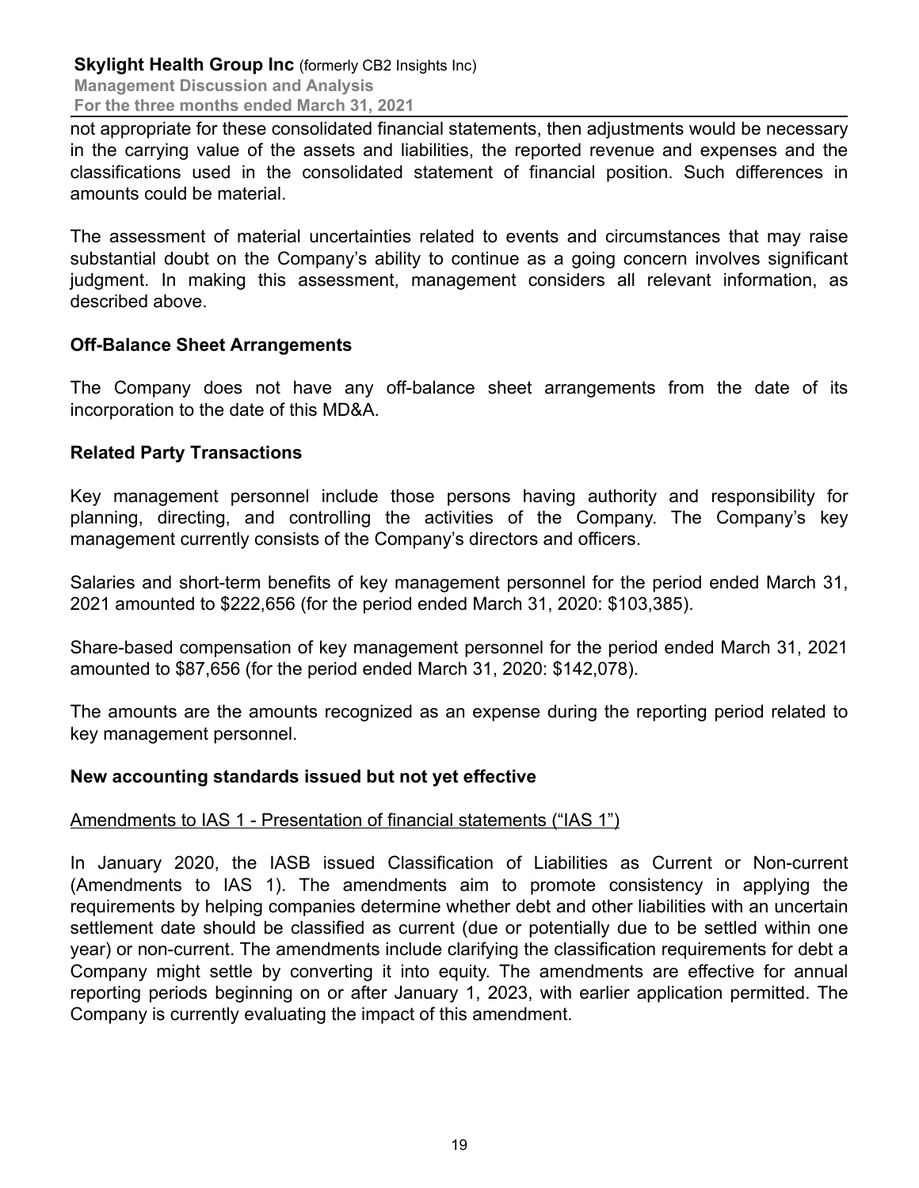not appropriate for these consolidated financial statements, then adjustments would be necessary in the carrying value of the assets and liabilities, the reported revenue and expenses and the classifications used in the consolidated statement of financial position. Such differences in amounts could be material.

The assessment of material uncertainties related to events and circumstances that may raise substantial doubt on the Company's ability to continue as a going concern involves significant judgment. In making this assessment, management considers all relevant information, as described above.

## Off-Balance Sheet Arrangements

The Company does not have any off-balance sheet arrangements from the date of its incorporation to the date of this MD&A.

## Related Party Transactions

Key management personnel include those persons having authority and responsibility for planning, directing, and controlling the activities of the Company. The Company's key management currently consists of the Company's directors and officers.

Salaries and short-term benefits of key management personnel for the period ended March 31, 2021 amounted to $222,656 (for the period ended March 31, 2020: $103,385).

Share-based compensation of key management personnel for the period ended March 31, 2021 amounted to $87,656 (for the period ended March 31, 2020: $142,078).

The amounts are the amounts recognized as an expense during the reporting period related to key management personnel.

## New accounting standards issued but not yet effective

Amendments to IAS 1 - Presentation of financial statements ("IAS 1")

In January 2020, the IASB issued Classification of Liabilities as Current or Non-current (Amendments to IAS 1). The amendments aim to promote consistency in applying the requirements by helping companies determine whether debt and other liabilities with an uncertain settlement date should be classified as current (due or potentially due to be settled within one year) or non-current. The amendments include clarifying the classification requirements for debt a Company might settle by converting it into equity. The amendments are effective for annual reporting periods beginning on or after January 1, 2023, with earlier application permitted. The Company is currently evaluating the impact of this amendment.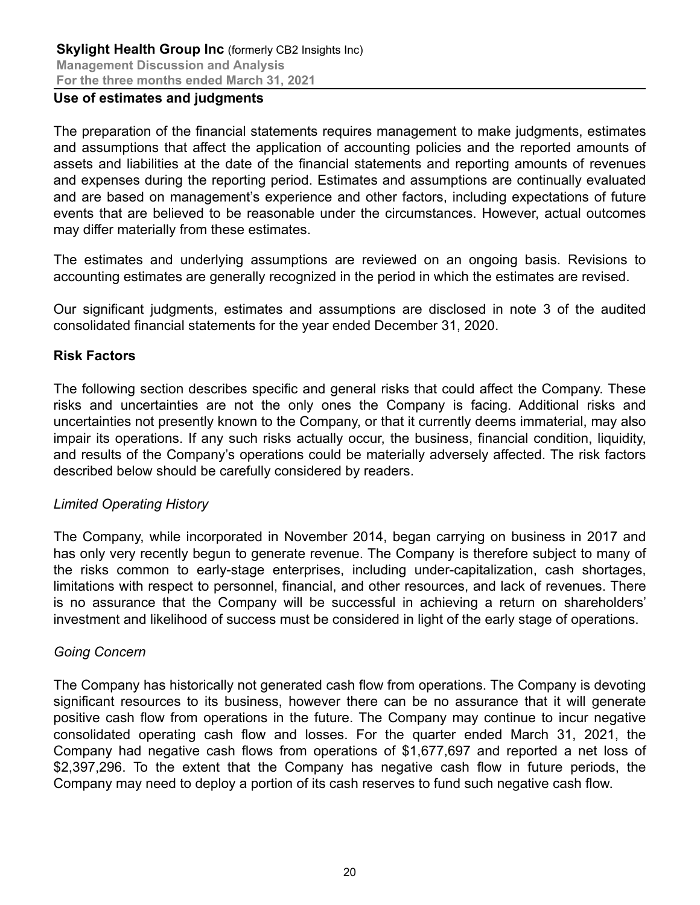## Use of estimates and judgments

The preparation of the financial statements requires management to make judgments, estimates and assumptions that affect the application of accounting policies and the reported amounts of assets and liabilities at the date of the financial statements and reporting amounts of revenues and expenses during the reporting period. Estimates and assumptions are continually evaluated and are based on management's experience and other factors, including expectations of future events that are believed to be reasonable under the circumstances. However, actual outcomes may differ materially from these estimates.

The estimates and underlying assumptions are reviewed on an ongoing basis. Revisions to accounting estimates are generally recognized in the period in which the estimates are revised.

Our significant judgments, estimates and assumptions are disclosed in note 3 of the audited consolidated financial statements for the year ended December 31, 2020.

## Risk Factors

The following section describes specific and general risks that could affect the Company. These risks and uncertainties are not the only ones the Company is facing. Additional risks and uncertainties not presently known to the Company, or that it currently deems immaterial, may also impair its operations. If any such risks actually occur, the business, financial condition, liquidity, and results of the Company's operations could be materially adversely affected. The risk factors described below should be carefully considered by readers.

### *Limited Operating History*

The Company, while incorporated in November 2014, began carrying on business in 2017 and has only very recently begun to generate revenue. The Company is therefore subject to many of the risks common to early-stage enterprises, including under-capitalization, cash shortages, limitations with respect to personnel, financial, and other resources, and lack of revenues. There is no assurance that the Company will be successful in achieving a return on shareholders' investment and likelihood of success must be considered in light of the early stage of operations.

### *Going Concern*

The Company has historically not generated cash flow from operations. The Company is devoting significant resources to its business, however there can be no assurance that it will generate positive cash flow from operations in the future. The Company may continue to incur negative consolidated operating cash flow and losses. For the quarter ended March 31, 2021, the Company had negative cash flows from operations of $1,677,697 and reported a net loss of $2,397,296. To the extent that the Company has negative cash flow in future periods, the Company may need to deploy a portion of its cash reserves to fund such negative cash flow.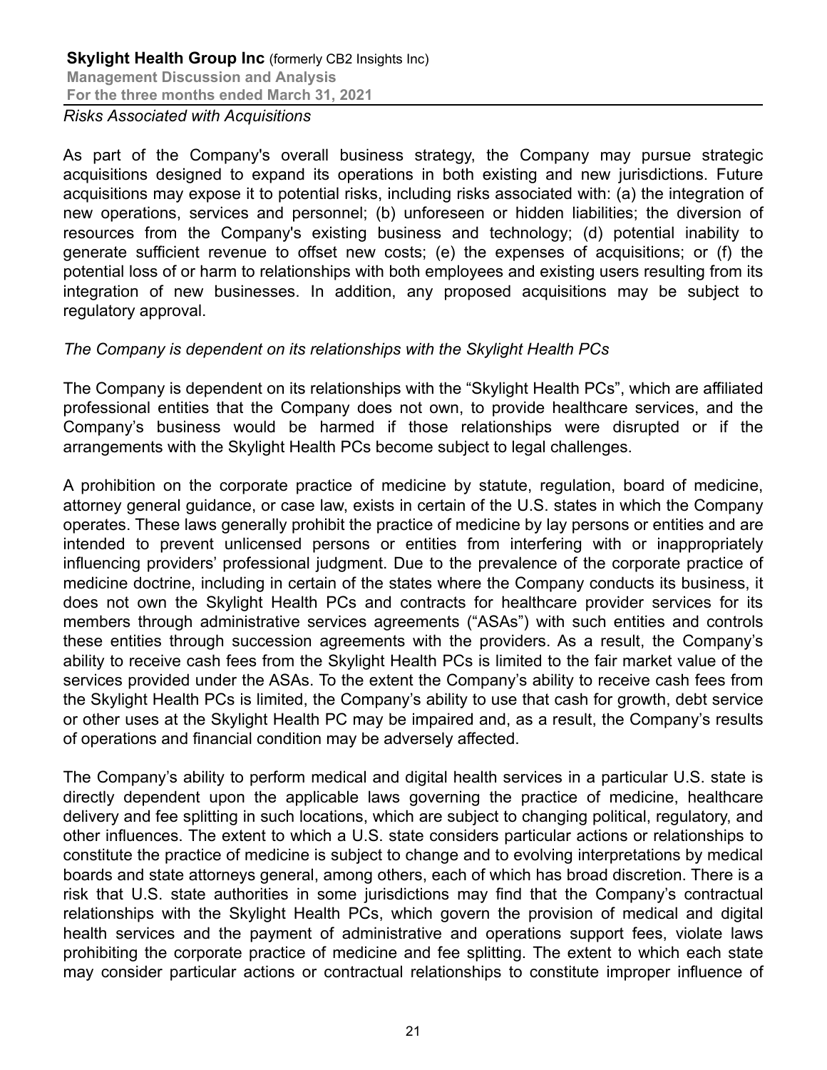*Risks Associated with Acquisitions*

As part of the Company's overall business strategy, the Company may pursue strategic acquisitions designed to expand its operations in both existing and new jurisdictions. Future acquisitions may expose it to potential risks, including risks associated with: (a) the integration of new operations, services and personnel; (b) unforeseen or hidden liabilities; the diversion of resources from the Company's existing business and technology; (d) potential inability to generate sufficient revenue to offset new costs; (e) the expenses of acquisitions; or (f) the potential loss of or harm to relationships with both employees and existing users resulting from its integration of new businesses. In addition, any proposed acquisitions may be subject to regulatory approval.

*The Company is dependent on its relationships with the Skylight Health PCs*

The Company is dependent on its relationships with the "Skylight Health PCs", which are affiliated professional entities that the Company does not own, to provide healthcare services, and the Company's business would be harmed if those relationships were disrupted or if the arrangements with the Skylight Health PCs become subject to legal challenges.

A prohibition on the corporate practice of medicine by statute, regulation, board of medicine, attorney general guidance, or case law, exists in certain of the U.S. states in which the Company operates. These laws generally prohibit the practice of medicine by lay persons or entities and are intended to prevent unlicensed persons or entities from interfering with or inappropriately influencing providers' professional judgment. Due to the prevalence of the corporate practice of medicine doctrine, including in certain of the states where the Company conducts its business, it does not own the Skylight Health PCs and contracts for healthcare provider services for its members through administrative services agreements ("ASAs") with such entities and controls these entities through succession agreements with the providers. As a result, the Company's ability to receive cash fees from the Skylight Health PCs is limited to the fair market value of the services provided under the ASAs. To the extent the Company's ability to receive cash fees from the Skylight Health PCs is limited, the Company's ability to use that cash for growth, debt service or other uses at the Skylight Health PC may be impaired and, as a result, the Company's results of operations and financial condition may be adversely affected.

The Company's ability to perform medical and digital health services in a particular U.S. state is directly dependent upon the applicable laws governing the practice of medicine, healthcare delivery and fee splitting in such locations, which are subject to changing political, regulatory, and other influences. The extent to which a U.S. state considers particular actions or relationships to constitute the practice of medicine is subject to change and to evolving interpretations by medical boards and state attorneys general, among others, each of which has broad discretion. There is a risk that U.S. state authorities in some jurisdictions may find that the Company's contractual relationships with the Skylight Health PCs, which govern the provision of medical and digital health services and the payment of administrative and operations support fees, violate laws prohibiting the corporate practice of medicine and fee splitting. The extent to which each state may consider particular actions or contractual relationships to constitute improper influence of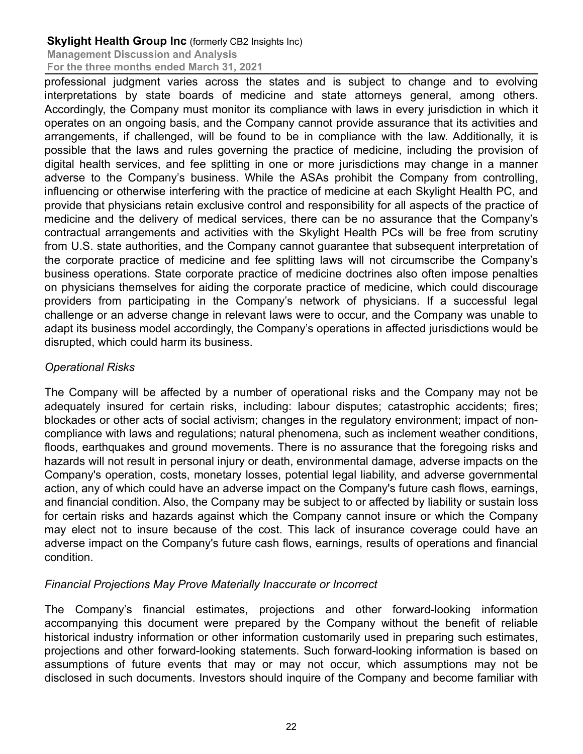professional judgment varies across the states and is subject to change and to evolving interpretations by state boards of medicine and state attorneys general, among others. Accordingly, the Company must monitor its compliance with laws in every jurisdiction in which it operates on an ongoing basis, and the Company cannot provide assurance that its activities and arrangements, if challenged, will be found to be in compliance with the law. Additionally, it is possible that the laws and rules governing the practice of medicine, including the provision of digital health services, and fee splitting in one or more jurisdictions may change in a manner adverse to the Company's business. While the ASAs prohibit the Company from controlling, influencing or otherwise interfering with the practice of medicine at each Skylight Health PC, and provide that physicians retain exclusive control and responsibility for all aspects of the practice of medicine and the delivery of medical services, there can be no assurance that the Company's contractual arrangements and activities with the Skylight Health PCs will be free from scrutiny from U.S. state authorities, and the Company cannot guarantee that subsequent interpretation of the corporate practice of medicine and fee splitting laws will not circumscribe the Company's business operations. State corporate practice of medicine doctrines also often impose penalties on physicians themselves for aiding the corporate practice of medicine, which could discourage providers from participating in the Company's network of physicians. If a successful legal challenge or an adverse change in relevant laws were to occur, and the Company was unable to adapt its business model accordingly, the Company's operations in affected jurisdictions would be disrupted, which could harm its business.

*Operational Risks*

The Company will be affected by a number of operational risks and the Company may not be adequately insured for certain risks, including: labour disputes; catastrophic accidents; fires; blockades or other acts of social activism; changes in the regulatory environment; impact of non-compliance with laws and regulations; natural phenomena, such as inclement weather conditions, floods, earthquakes and ground movements. There is no assurance that the foregoing risks and hazards will not result in personal injury or death, environmental damage, adverse impacts on the Company's operation, costs, monetary losses, potential legal liability, and adverse governmental action, any of which could have an adverse impact on the Company's future cash flows, earnings, and financial condition. Also, the Company may be subject to or affected by liability or sustain loss for certain risks and hazards against which the Company cannot insure or which the Company may elect not to insure because of the cost. This lack of insurance coverage could have an adverse impact on the Company's future cash flows, earnings, results of operations and financial condition.

*Financial Projections May Prove Materially Inaccurate or Incorrect*

The Company's financial estimates, projections and other forward-looking information accompanying this document were prepared by the Company without the benefit of reliable historical industry information or other information customarily used in preparing such estimates, projections and other forward-looking statements. Such forward-looking information is based on assumptions of future events that may or may not occur, which assumptions may not be disclosed in such documents. Investors should inquire of the Company and become familiar with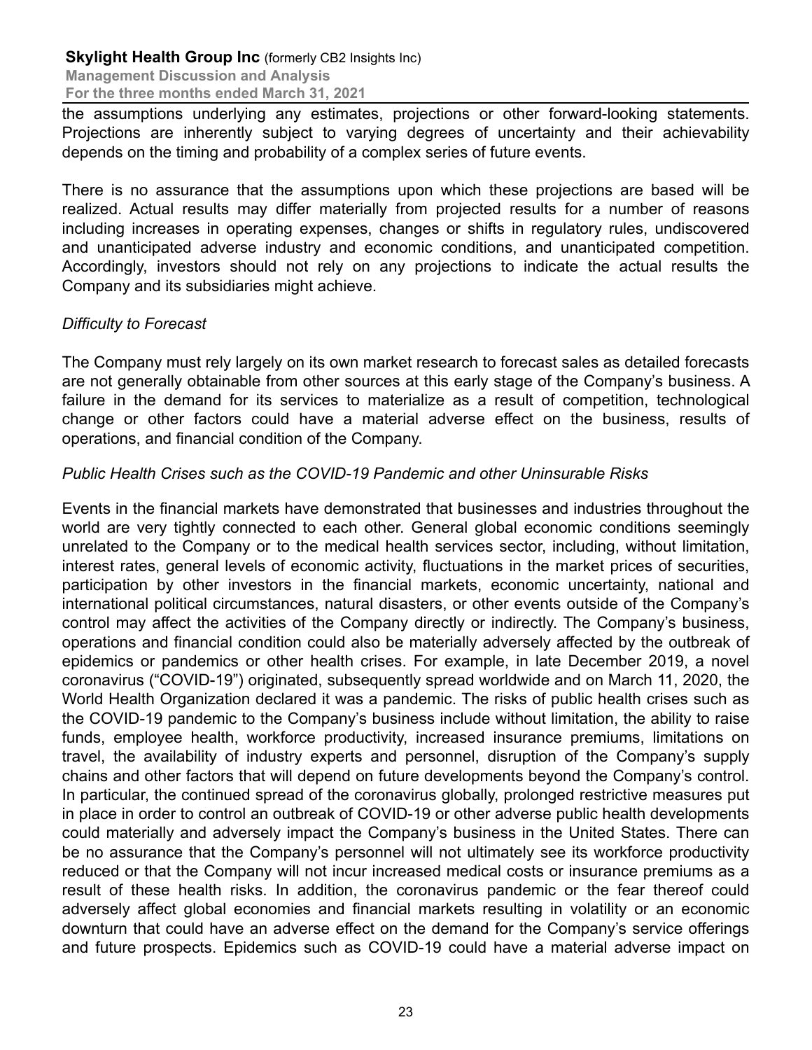the assumptions underlying any estimates, projections or other forward-looking statements. Projections are inherently subject to varying degrees of uncertainty and their achievability depends on the timing and probability of a complex series of future events.

There is no assurance that the assumptions upon which these projections are based will be realized. Actual results may differ materially from projected results for a number of reasons including increases in operating expenses, changes or shifts in regulatory rules, undiscovered and unanticipated adverse industry and economic conditions, and unanticipated competition. Accordingly, investors should not rely on any projections to indicate the actual results the Company and its subsidiaries might achieve.

*Difficulty to Forecast*

The Company must rely largely on its own market research to forecast sales as detailed forecasts are not generally obtainable from other sources at this early stage of the Company's business. A failure in the demand for its services to materialize as a result of competition, technological change or other factors could have a material adverse effect on the business, results of operations, and financial condition of the Company.

*Public Health Crises such as the COVID-19 Pandemic and other Uninsurable Risks*

Events in the financial markets have demonstrated that businesses and industries throughout the world are very tightly connected to each other. General global economic conditions seemingly unrelated to the Company or to the medical health services sector, including, without limitation, interest rates, general levels of economic activity, fluctuations in the market prices of securities, participation by other investors in the financial markets, economic uncertainty, national and international political circumstances, natural disasters, or other events outside of the Company's control may affect the activities of the Company directly or indirectly. The Company's business, operations and financial condition could also be materially adversely affected by the outbreak of epidemics or pandemics or other health crises. For example, in late December 2019, a novel coronavirus ("COVID-19") originated, subsequently spread worldwide and on March 11, 2020, the World Health Organization declared it was a pandemic. The risks of public health crises such as the COVID-19 pandemic to the Company's business include without limitation, the ability to raise funds, employee health, workforce productivity, increased insurance premiums, limitations on travel, the availability of industry experts and personnel, disruption of the Company's supply chains and other factors that will depend on future developments beyond the Company's control. In particular, the continued spread of the coronavirus globally, prolonged restrictive measures put in place in order to control an outbreak of COVID-19 or other adverse public health developments could materially and adversely impact the Company's business in the United States. There can be no assurance that the Company's personnel will not ultimately see its workforce productivity reduced or that the Company will not incur increased medical costs or insurance premiums as a result of these health risks. In addition, the coronavirus pandemic or the fear thereof could adversely affect global economies and financial markets resulting in volatility or an economic downturn that could have an adverse effect on the demand for the Company's service offerings and future prospects. Epidemics such as COVID-19 could have a material adverse impact on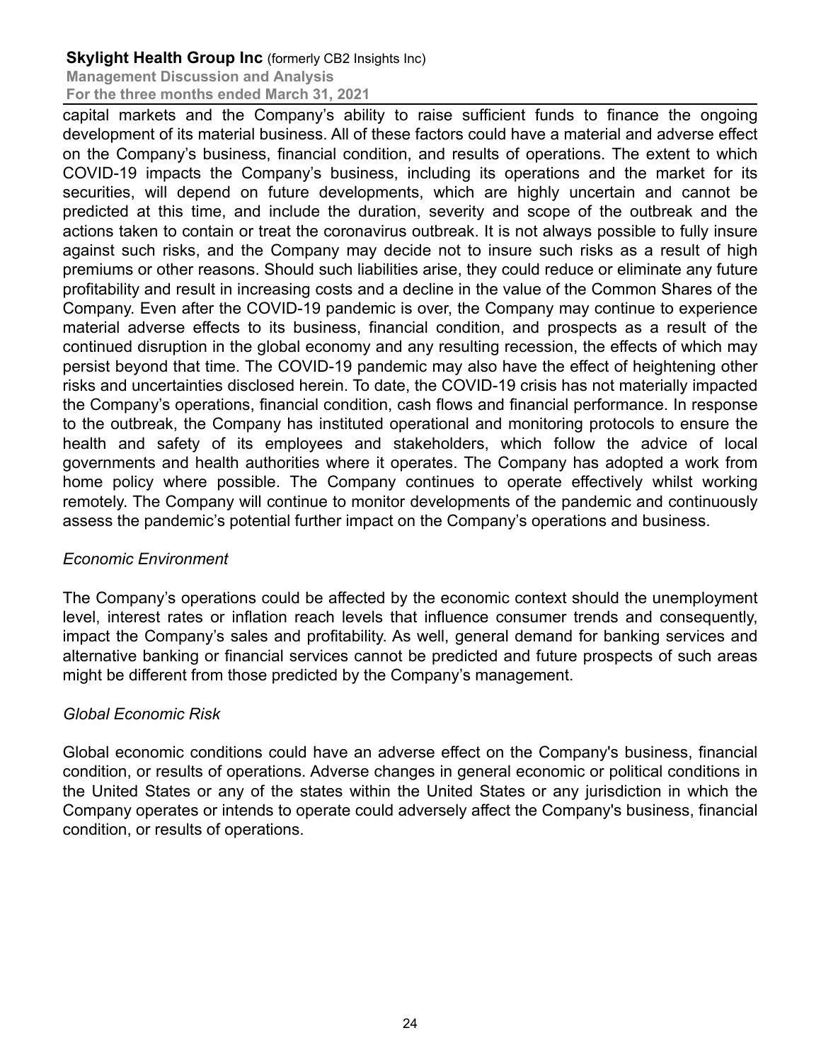capital markets and the Company's ability to raise sufficient funds to finance the ongoing development of its material business. All of these factors could have a material and adverse effect on the Company's business, financial condition, and results of operations. The extent to which COVID-19 impacts the Company's business, including its operations and the market for its securities, will depend on future developments, which are highly uncertain and cannot be predicted at this time, and include the duration, severity and scope of the outbreak and the actions taken to contain or treat the coronavirus outbreak. It is not always possible to fully insure against such risks, and the Company may decide not to insure such risks as a result of high premiums or other reasons. Should such liabilities arise, they could reduce or eliminate any future profitability and result in increasing costs and a decline in the value of the Common Shares of the Company. Even after the COVID-19 pandemic is over, the Company may continue to experience material adverse effects to its business, financial condition, and prospects as a result of the continued disruption in the global economy and any resulting recession, the effects of which may persist beyond that time. The COVID-19 pandemic may also have the effect of heightening other risks and uncertainties disclosed herein. To date, the COVID-19 crisis has not materially impacted the Company's operations, financial condition, cash flows and financial performance. In response to the outbreak, the Company has instituted operational and monitoring protocols to ensure the health and safety of its employees and stakeholders, which follow the advice of local governments and health authorities where it operates. The Company has adopted a work from home policy where possible. The Company continues to operate effectively whilst working remotely. The Company will continue to monitor developments of the pandemic and continuously assess the pandemic's potential further impact on the Company's operations and business.

*Economic Environment*

The Company's operations could be affected by the economic context should the unemployment level, interest rates or inflation reach levels that influence consumer trends and consequently, impact the Company's sales and profitability. As well, general demand for banking services and alternative banking or financial services cannot be predicted and future prospects of such areas might be different from those predicted by the Company's management.

*Global Economic Risk*

Global economic conditions could have an adverse effect on the Company's business, financial condition, or results of operations. Adverse changes in general economic or political conditions in the United States or any of the states within the United States or any jurisdiction in which the Company operates or intends to operate could adversely affect the Company's business, financial condition, or results of operations.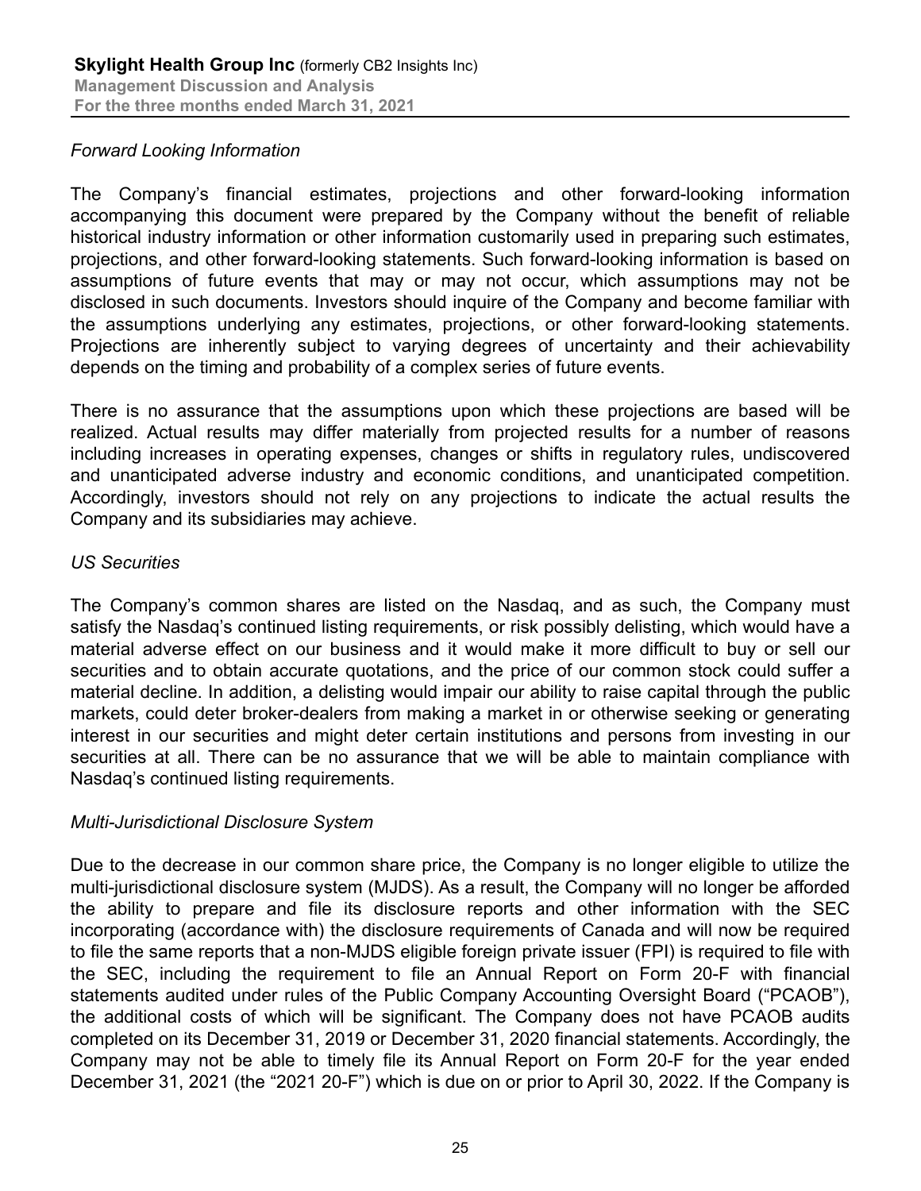*Forward Looking Information*

The Company's financial estimates, projections and other forward-looking information accompanying this document were prepared by the Company without the benefit of reliable historical industry information or other information customarily used in preparing such estimates, projections, and other forward-looking statements. Such forward-looking information is based on assumptions of future events that may or may not occur, which assumptions may not be disclosed in such documents. Investors should inquire of the Company and become familiar with the assumptions underlying any estimates, projections, or other forward-looking statements. Projections are inherently subject to varying degrees of uncertainty and their achievability depends on the timing and probability of a complex series of future events.

There is no assurance that the assumptions upon which these projections are based will be realized. Actual results may differ materially from projected results for a number of reasons including increases in operating expenses, changes or shifts in regulatory rules, undiscovered and unanticipated adverse industry and economic conditions, and unanticipated competition. Accordingly, investors should not rely on any projections to indicate the actual results the Company and its subsidiaries may achieve.

*US Securities*

The Company's common shares are listed on the Nasdaq, and as such, the Company must satisfy the Nasdaq's continued listing requirements, or risk possibly delisting, which would have a material adverse effect on our business and it would make it more difficult to buy or sell our securities and to obtain accurate quotations, and the price of our common stock could suffer a material decline. In addition, a delisting would impair our ability to raise capital through the public markets, could deter broker-dealers from making a market in or otherwise seeking or generating interest in our securities and might deter certain institutions and persons from investing in our securities at all. There can be no assurance that we will be able to maintain compliance with Nasdaq's continued listing requirements.

*Multi-Jurisdictional Disclosure System*

Due to the decrease in our common share price, the Company is no longer eligible to utilize the multi-jurisdictional disclosure system (MJDS). As a result, the Company will no longer be afforded the ability to prepare and file its disclosure reports and other information with the SEC incorporating (accordance with) the disclosure requirements of Canada and will now be required to file the same reports that a non-MJDS eligible foreign private issuer (FPI) is required to file with the SEC, including the requirement to file an Annual Report on Form 20-F with financial statements audited under rules of the Public Company Accounting Oversight Board ("PCAOB"), the additional costs of which will be significant. The Company does not have PCAOB audits completed on its December 31, 2019 or December 31, 2020 financial statements. Accordingly, the Company may not be able to timely file its Annual Report on Form 20-F for the year ended December 31, 2021 (the "2021 20-F") which is due on or prior to April 30, 2022. If the Company is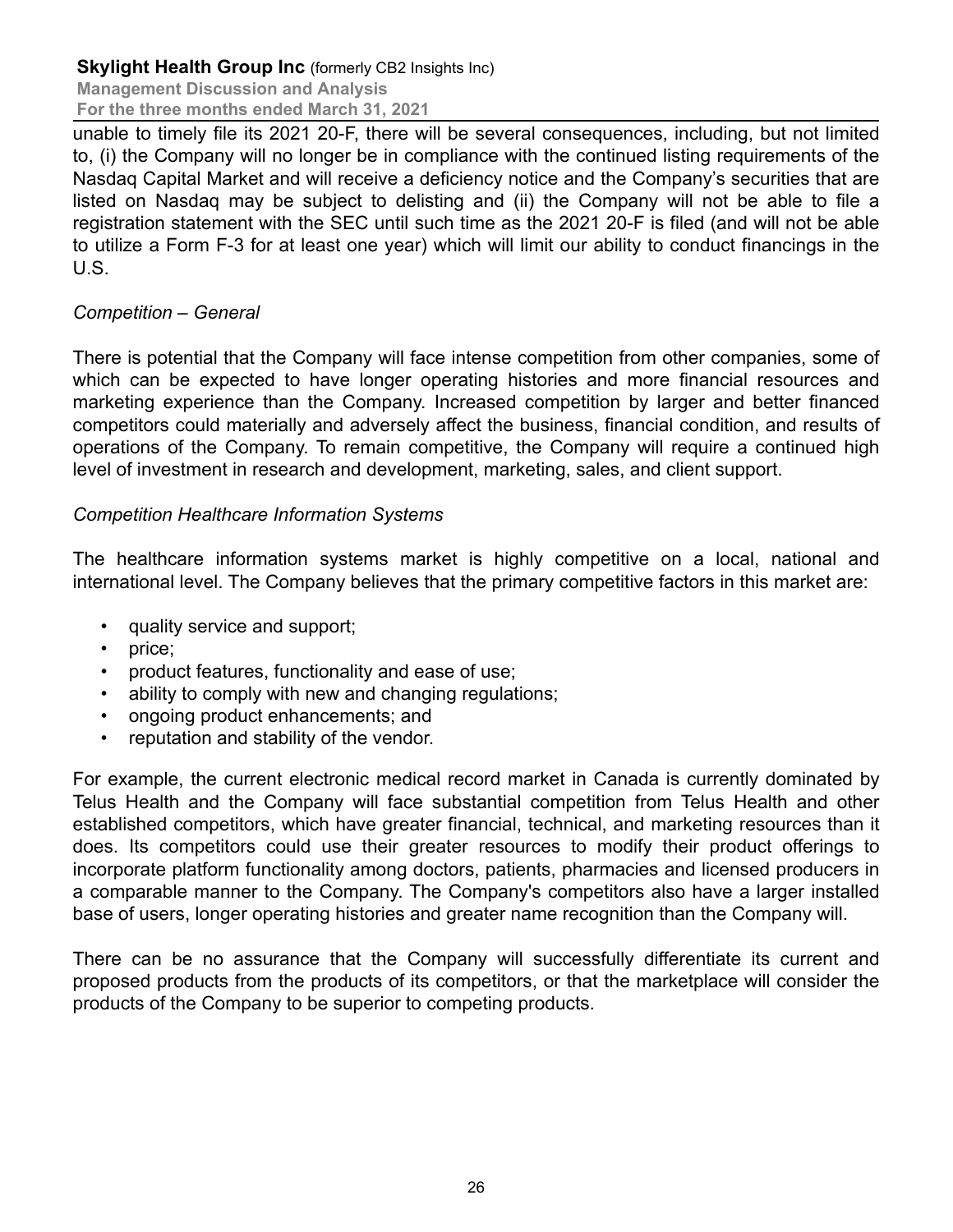unable to timely file its 2021 20-F, there will be several consequences, including, but not limited to, (i) the Company will no longer be in compliance with the continued listing requirements of the Nasdaq Capital Market and will receive a deficiency notice and the Company's securities that are listed on Nasdaq may be subject to delisting and (ii) the Company will not be able to file a registration statement with the SEC until such time as the 2021 20-F is filed (and will not be able to utilize a Form F-3 for at least one year) which will limit our ability to conduct financings in the U.S.

*Competition – General*

There is potential that the Company will face intense competition from other companies, some of which can be expected to have longer operating histories and more financial resources and marketing experience than the Company. Increased competition by larger and better financed competitors could materially and adversely affect the business, financial condition, and results of operations of the Company. To remain competitive, the Company will require a continued high level of investment in research and development, marketing, sales, and client support.

*Competition Healthcare Information Systems*

The healthcare information systems market is highly competitive on a local, national and international level. The Company believes that the primary competitive factors in this market are:

- quality service and support;
- price;
- product features, functionality and ease of use;
- ability to comply with new and changing regulations;
- ongoing product enhancements; and
- reputation and stability of the vendor.

For example, the current electronic medical record market in Canada is currently dominated by Telus Health and the Company will face substantial competition from Telus Health and other established competitors, which have greater financial, technical, and marketing resources than it does. Its competitors could use their greater resources to modify their product offerings to incorporate platform functionality among doctors, patients, pharmacies and licensed producers in a comparable manner to the Company. The Company's competitors also have a larger installed base of users, longer operating histories and greater name recognition than the Company will.

There can be no assurance that the Company will successfully differentiate its current and proposed products from the products of its competitors, or that the marketplace will consider the products of the Company to be superior to competing products.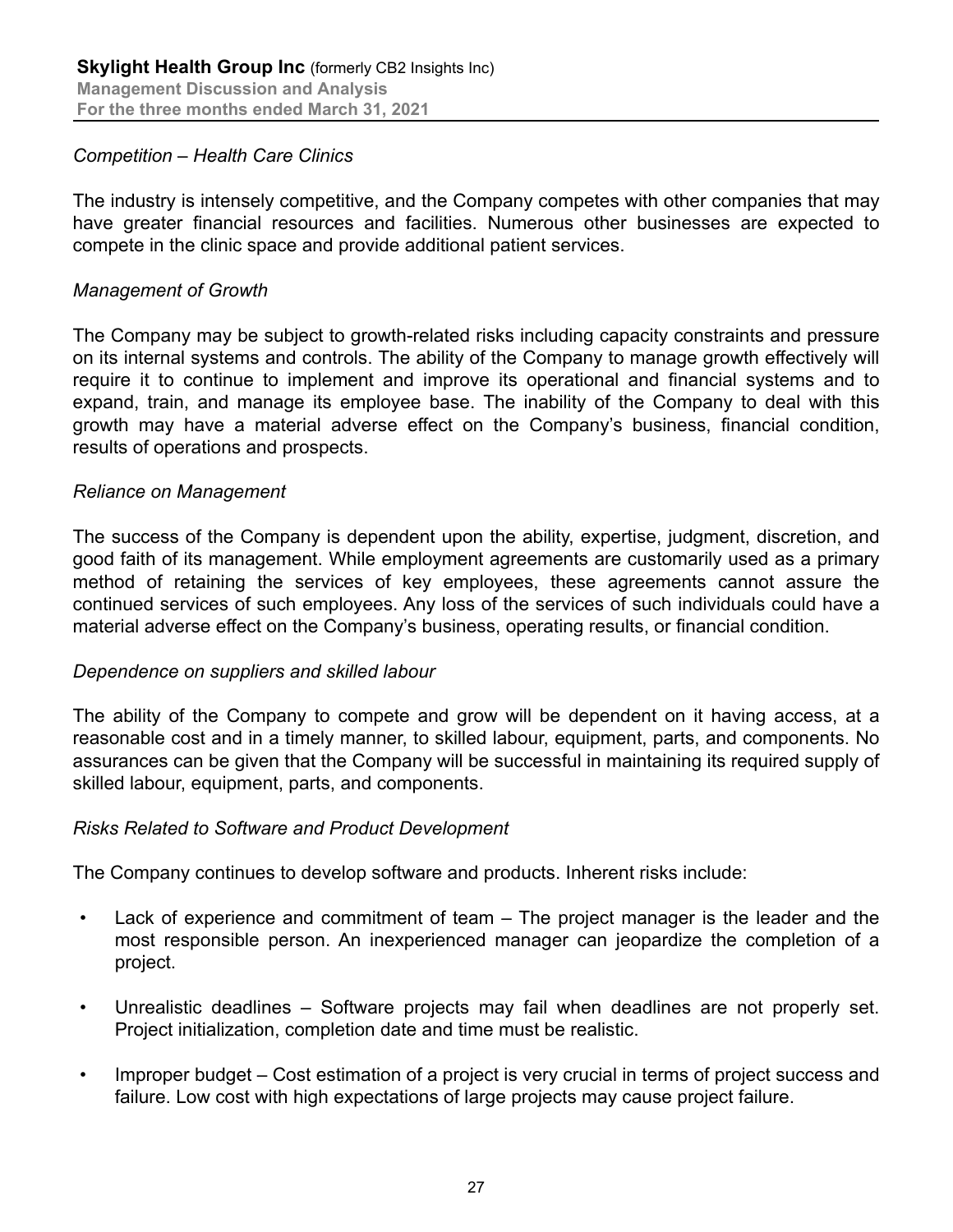*Competition – Health Care Clinics*

The industry is intensely competitive, and the Company competes with other companies that may have greater financial resources and facilities. Numerous other businesses are expected to compete in the clinic space and provide additional patient services.

*Management of Growth*

The Company may be subject to growth-related risks including capacity constraints and pressure on its internal systems and controls. The ability of the Company to manage growth effectively will require it to continue to implement and improve its operational and financial systems and to expand, train, and manage its employee base. The inability of the Company to deal with this growth may have a material adverse effect on the Company's business, financial condition, results of operations and prospects.

*Reliance on Management*

The success of the Company is dependent upon the ability, expertise, judgment, discretion, and good faith of its management. While employment agreements are customarily used as a primary method of retaining the services of key employees, these agreements cannot assure the continued services of such employees. Any loss of the services of such individuals could have a material adverse effect on the Company's business, operating results, or financial condition.

*Dependence on suppliers and skilled labour*

The ability of the Company to compete and grow will be dependent on it having access, at a reasonable cost and in a timely manner, to skilled labour, equipment, parts, and components. No assurances can be given that the Company will be successful in maintaining its required supply of skilled labour, equipment, parts, and components.

*Risks Related to Software and Product Development*

The Company continues to develop software and products. Inherent risks include:

- Lack of experience and commitment of team – The project manager is the leader and the most responsible person. An inexperienced manager can jeopardize the completion of a project.
- Unrealistic deadlines – Software projects may fail when deadlines are not properly set. Project initialization, completion date and time must be realistic.
- Improper budget – Cost estimation of a project is very crucial in terms of project success and failure. Low cost with high expectations of large projects may cause project failure.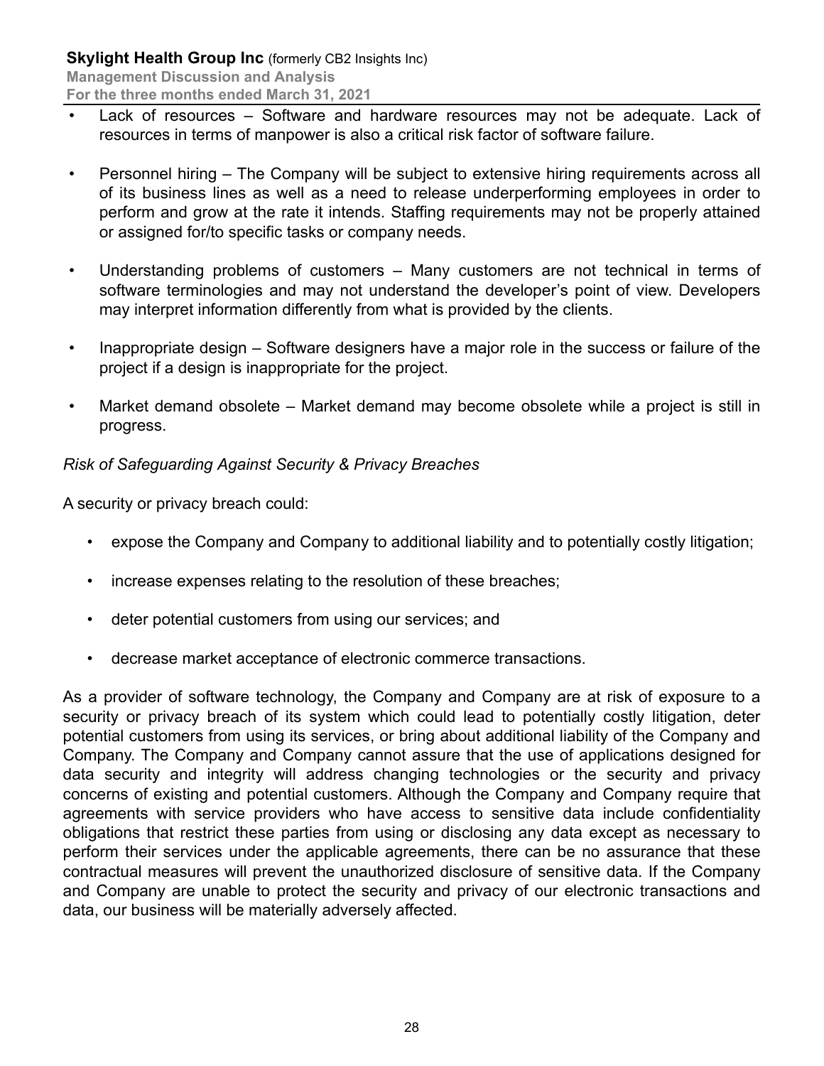- Lack of resources – Software and hardware resources may not be adequate. Lack of resources in terms of manpower is also a critical risk factor of software failure.

- Personnel hiring – The Company will be subject to extensive hiring requirements across all of its business lines as well as a need to release underperforming employees in order to perform and grow at the rate it intends. Staffing requirements may not be properly attained or assigned for/to specific tasks or company needs.

- Understanding problems of customers – Many customers are not technical in terms of software terminologies and may not understand the developer's point of view. Developers may interpret information differently from what is provided by the clients.

- Inappropriate design – Software designers have a major role in the success or failure of the project if a design is inappropriate for the project.

- Market demand obsolete – Market demand may become obsolete while a project is still in progress.

*Risk of Safeguarding Against Security & Privacy Breaches*

A security or privacy breach could:

- expose the Company and Company to additional liability and to potentially costly litigation;
- increase expenses relating to the resolution of these breaches;
- deter potential customers from using our services; and
- decrease market acceptance of electronic commerce transactions.

As a provider of software technology, the Company and Company are at risk of exposure to a security or privacy breach of its system which could lead to potentially costly litigation, deter potential customers from using its services, or bring about additional liability of the Company and Company. The Company and Company cannot assure that the use of applications designed for data security and integrity will address changing technologies or the security and privacy concerns of existing and potential customers. Although the Company and Company require that agreements with service providers who have access to sensitive data include confidentiality obligations that restrict these parties from using or disclosing any data except as necessary to perform their services under the applicable agreements, there can be no assurance that these contractual measures will prevent the unauthorized disclosure of sensitive data. If the Company and Company are unable to protect the security and privacy of our electronic transactions and data, our business will be materially adversely affected.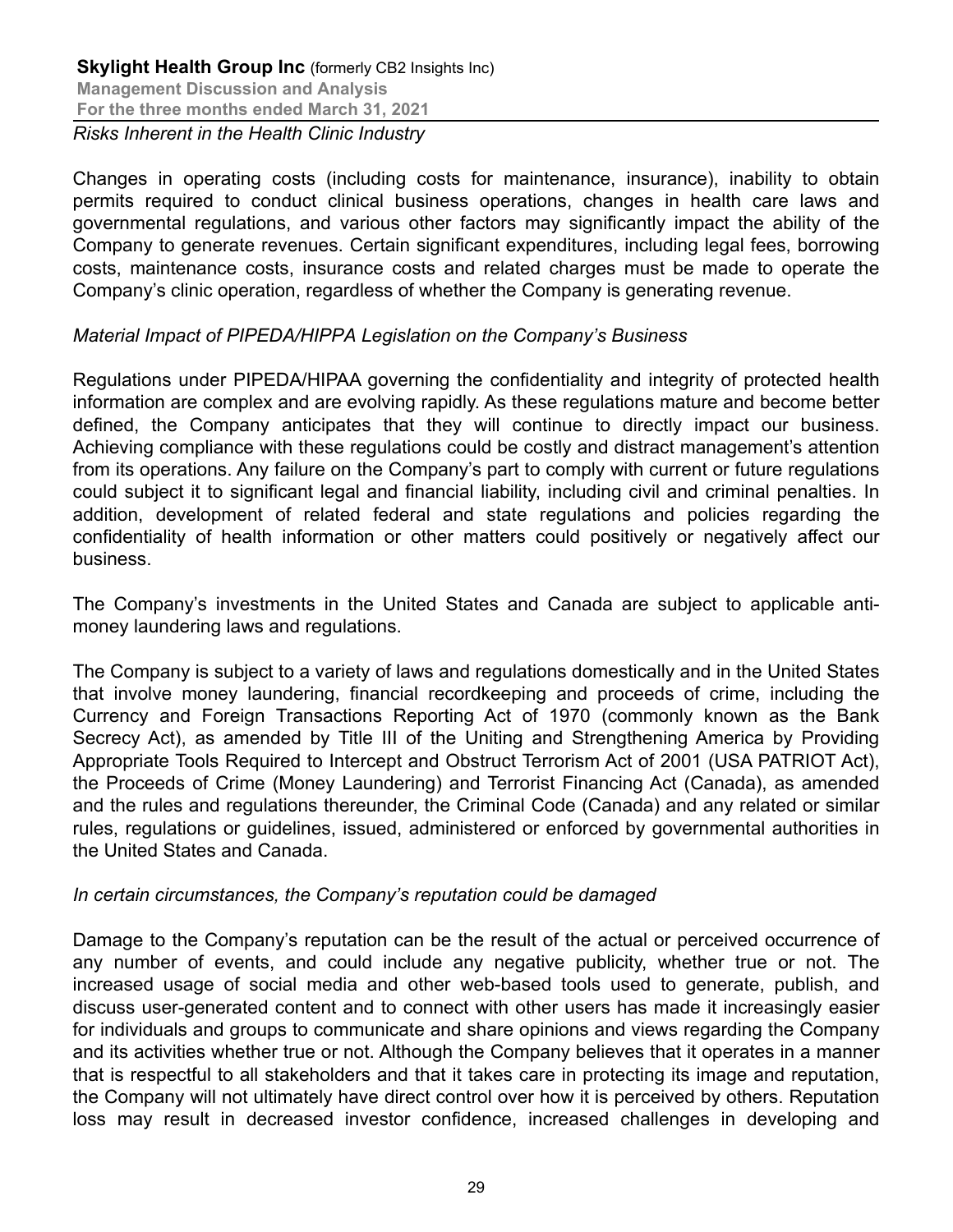*Risks Inherent in the Health Clinic Industry*

Changes in operating costs (including costs for maintenance, insurance), inability to obtain permits required to conduct clinical business operations, changes in health care laws and governmental regulations, and various other factors may significantly impact the ability of the Company to generate revenues. Certain significant expenditures, including legal fees, borrowing costs, maintenance costs, insurance costs and related charges must be made to operate the Company's clinic operation, regardless of whether the Company is generating revenue.

*Material Impact of PIPEDA/HIPPA Legislation on the Company's Business*

Regulations under PIPEDA/HIPAA governing the confidentiality and integrity of protected health information are complex and are evolving rapidly. As these regulations mature and become better defined, the Company anticipates that they will continue to directly impact our business. Achieving compliance with these regulations could be costly and distract management's attention from its operations. Any failure on the Company's part to comply with current or future regulations could subject it to significant legal and financial liability, including civil and criminal penalties. In addition, development of related federal and state regulations and policies regarding the confidentiality of health information or other matters could positively or negatively affect our business.

The Company's investments in the United States and Canada are subject to applicable anti-money laundering laws and regulations.

The Company is subject to a variety of laws and regulations domestically and in the United States that involve money laundering, financial recordkeeping and proceeds of crime, including the Currency and Foreign Transactions Reporting Act of 1970 (commonly known as the Bank Secrecy Act), as amended by Title III of the Uniting and Strengthening America by Providing Appropriate Tools Required to Intercept and Obstruct Terrorism Act of 2001 (USA PATRIOT Act), the Proceeds of Crime (Money Laundering) and Terrorist Financing Act (Canada), as amended and the rules and regulations thereunder, the Criminal Code (Canada) and any related or similar rules, regulations or guidelines, issued, administered or enforced by governmental authorities in the United States and Canada.

*In certain circumstances, the Company's reputation could be damaged*

Damage to the Company's reputation can be the result of the actual or perceived occurrence of any number of events, and could include any negative publicity, whether true or not. The increased usage of social media and other web-based tools used to generate, publish, and discuss user-generated content and to connect with other users has made it increasingly easier for individuals and groups to communicate and share opinions and views regarding the Company and its activities whether true or not. Although the Company believes that it operates in a manner that is respectful to all stakeholders and that it takes care in protecting its image and reputation, the Company will not ultimately have direct control over how it is perceived by others. Reputation loss may result in decreased investor confidence, increased challenges in developing and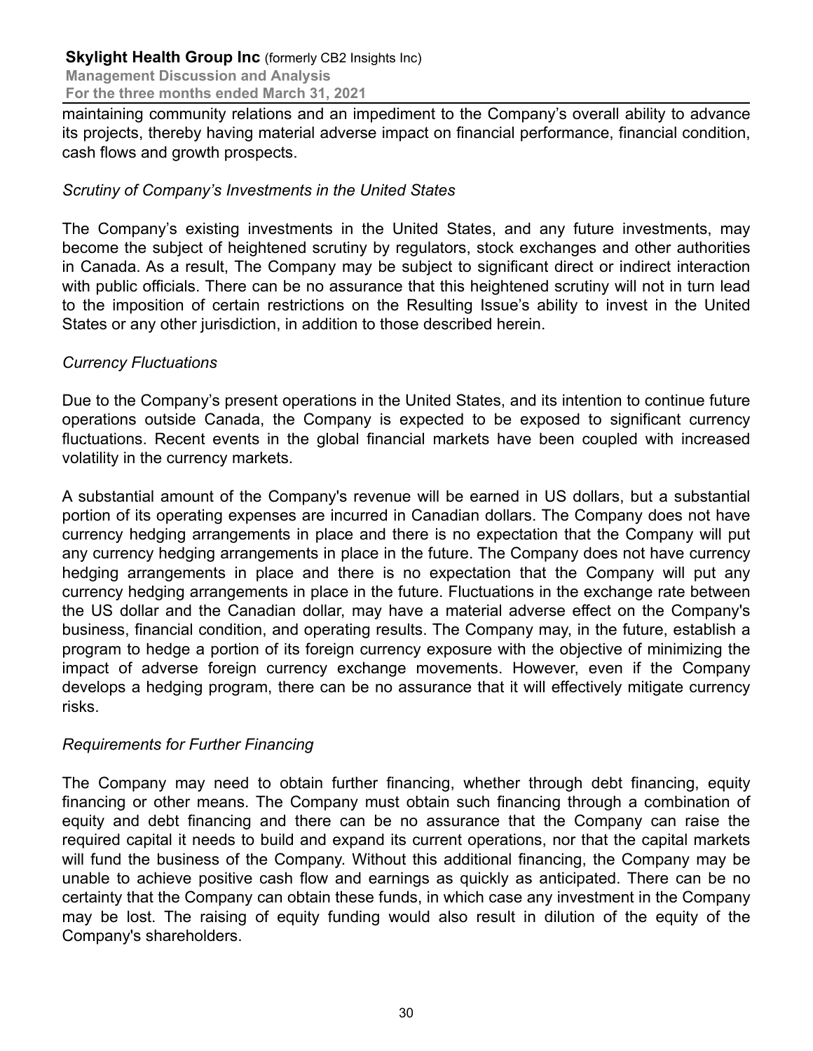maintaining community relations and an impediment to the Company's overall ability to advance its projects, thereby having material adverse impact on financial performance, financial condition, cash flows and growth prospects.

*Scrutiny of Company's Investments in the United States*

The Company's existing investments in the United States, and any future investments, may become the subject of heightened scrutiny by regulators, stock exchanges and other authorities in Canada. As a result, The Company may be subject to significant direct or indirect interaction with public officials. There can be no assurance that this heightened scrutiny will not in turn lead to the imposition of certain restrictions on the Resulting Issue's ability to invest in the United States or any other jurisdiction, in addition to those described herein.

*Currency Fluctuations*

Due to the Company's present operations in the United States, and its intention to continue future operations outside Canada, the Company is expected to be exposed to significant currency fluctuations. Recent events in the global financial markets have been coupled with increased volatility in the currency markets.

A substantial amount of the Company's revenue will be earned in US dollars, but a substantial portion of its operating expenses are incurred in Canadian dollars. The Company does not have currency hedging arrangements in place and there is no expectation that the Company will put any currency hedging arrangements in place in the future. The Company does not have currency hedging arrangements in place and there is no expectation that the Company will put any currency hedging arrangements in place in the future. Fluctuations in the exchange rate between the US dollar and the Canadian dollar, may have a material adverse effect on the Company's business, financial condition, and operating results. The Company may, in the future, establish a program to hedge a portion of its foreign currency exposure with the objective of minimizing the impact of adverse foreign currency exchange movements. However, even if the Company develops a hedging program, there can be no assurance that it will effectively mitigate currency risks.

*Requirements for Further Financing*

The Company may need to obtain further financing, whether through debt financing, equity financing or other means. The Company must obtain such financing through a combination of equity and debt financing and there can be no assurance that the Company can raise the required capital it needs to build and expand its current operations, nor that the capital markets will fund the business of the Company. Without this additional financing, the Company may be unable to achieve positive cash flow and earnings as quickly as anticipated. There can be no certainty that the Company can obtain these funds, in which case any investment in the Company may be lost. The raising of equity funding would also result in dilution of the equity of the Company's shareholders.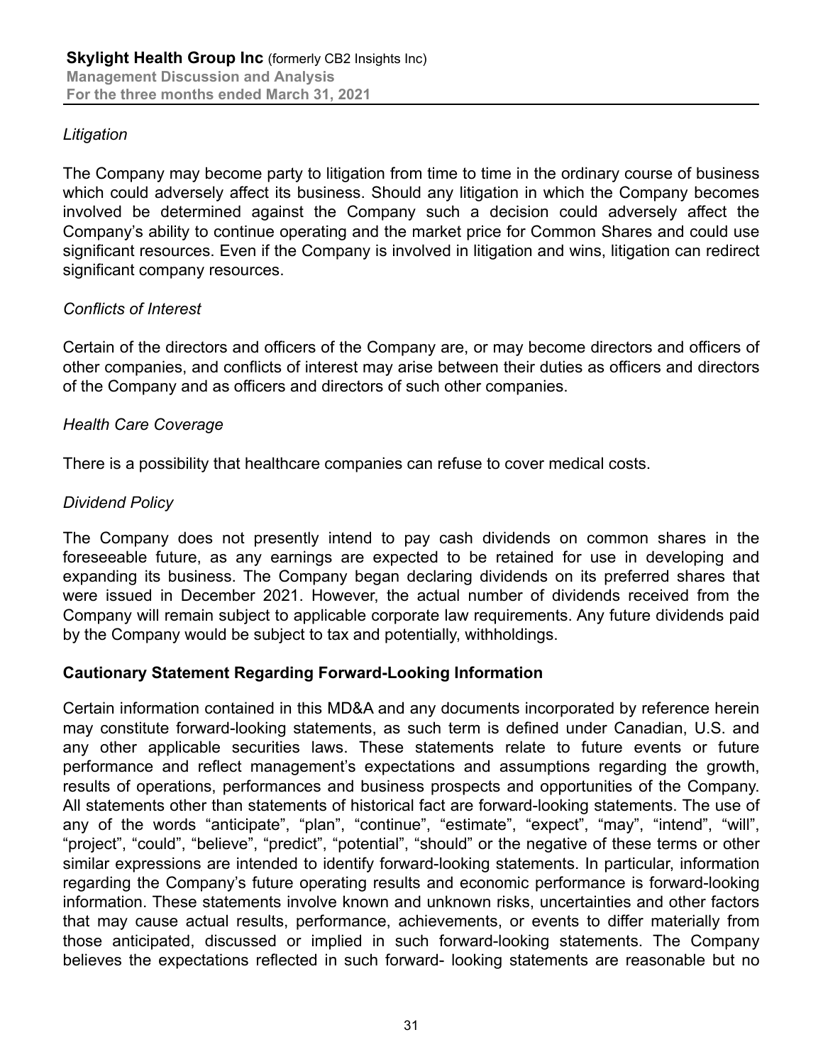*Litigation*

The Company may become party to litigation from time to time in the ordinary course of business which could adversely affect its business. Should any litigation in which the Company becomes involved be determined against the Company such a decision could adversely affect the Company's ability to continue operating and the market price for Common Shares and could use significant resources. Even if the Company is involved in litigation and wins, litigation can redirect significant company resources.

*Conflicts of Interest*

Certain of the directors and officers of the Company are, or may become directors and officers of other companies, and conflicts of interest may arise between their duties as officers and directors of the Company and as officers and directors of such other companies.

*Health Care Coverage*

There is a possibility that healthcare companies can refuse to cover medical costs.

*Dividend Policy*

The Company does not presently intend to pay cash dividends on common shares in the foreseeable future, as any earnings are expected to be retained for use in developing and expanding its business. The Company began declaring dividends on its preferred shares that were issued in December 2021. However, the actual number of dividends received from the Company will remain subject to applicable corporate law requirements. Any future dividends paid by the Company would be subject to tax and potentially, withholdings.

**Cautionary Statement Regarding Forward-Looking Information**

Certain information contained in this MD&A and any documents incorporated by reference herein may constitute forward-looking statements, as such term is defined under Canadian, U.S. and any other applicable securities laws. These statements relate to future events or future performance and reflect management's expectations and assumptions regarding the growth, results of operations, performances and business prospects and opportunities of the Company. All statements other than statements of historical fact are forward-looking statements. The use of any of the words "anticipate", "plan", "continue", "estimate", "expect", "may", "intend", "will", "project", "could", "believe", "predict", "potential", "should" or the negative of these terms or other similar expressions are intended to identify forward-looking statements. In particular, information regarding the Company's future operating results and economic performance is forward-looking information. These statements involve known and unknown risks, uncertainties and other factors that may cause actual results, performance, achievements, or events to differ materially from those anticipated, discussed or implied in such forward-looking statements. The Company believes the expectations reflected in such forward- looking statements are reasonable but no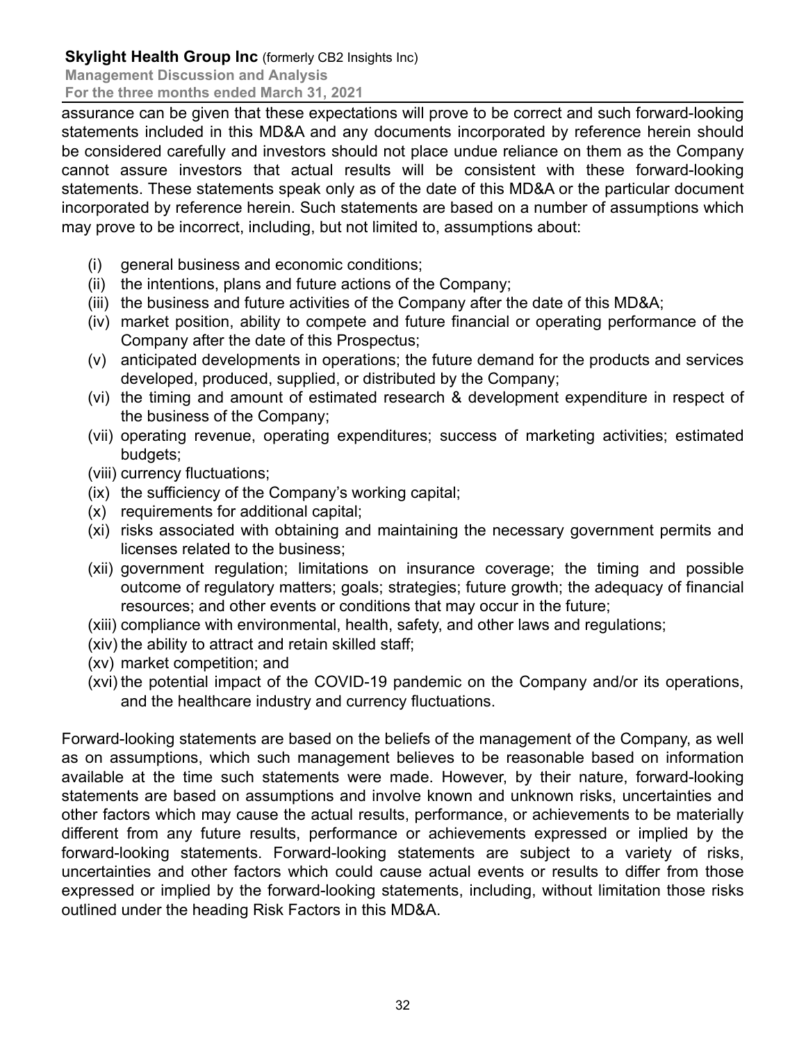assurance can be given that these expectations will prove to be correct and such forward-looking statements included in this MD&A and any documents incorporated by reference herein should be considered carefully and investors should not place undue reliance on them as the Company cannot assure investors that actual results will be consistent with these forward-looking statements. These statements speak only as of the date of this MD&A or the particular document incorporated by reference herein. Such statements are based on a number of assumptions which may prove to be incorrect, including, but not limited to, assumptions about:

(i) general business and economic conditions;
(ii) the intentions, plans and future actions of the Company;
(iii) the business and future activities of the Company after the date of this MD&A;
(iv) market position, ability to compete and future financial or operating performance of the Company after the date of this Prospectus;
(v) anticipated developments in operations; the future demand for the products and services developed, produced, supplied, or distributed by the Company;
(vi) the timing and amount of estimated research & development expenditure in respect of the business of the Company;
(vii) operating revenue, operating expenditures; success of marketing activities; estimated budgets;
(viii) currency fluctuations;
(ix) the sufficiency of the Company's working capital;
(x) requirements for additional capital;
(xi) risks associated with obtaining and maintaining the necessary government permits and licenses related to the business;
(xii) government regulation; limitations on insurance coverage; the timing and possible outcome of regulatory matters; goals; strategies; future growth; the adequacy of financial resources; and other events or conditions that may occur in the future;
(xiii) compliance with environmental, health, safety, and other laws and regulations;
(xiv) the ability to attract and retain skilled staff;
(xv) market competition; and
(xvi) the potential impact of the COVID-19 pandemic on the Company and/or its operations, and the healthcare industry and currency fluctuations.

Forward-looking statements are based on the beliefs of the management of the Company, as well as on assumptions, which such management believes to be reasonable based on information available at the time such statements were made. However, by their nature, forward-looking statements are based on assumptions and involve known and unknown risks, uncertainties and other factors which may cause the actual results, performance, or achievements to be materially different from any future results, performance or achievements expressed or implied by the forward-looking statements. Forward-looking statements are subject to a variety of risks, uncertainties and other factors which could cause actual events or results to differ from those expressed or implied by the forward-looking statements, including, without limitation those risks outlined under the heading Risk Factors in this MD&A.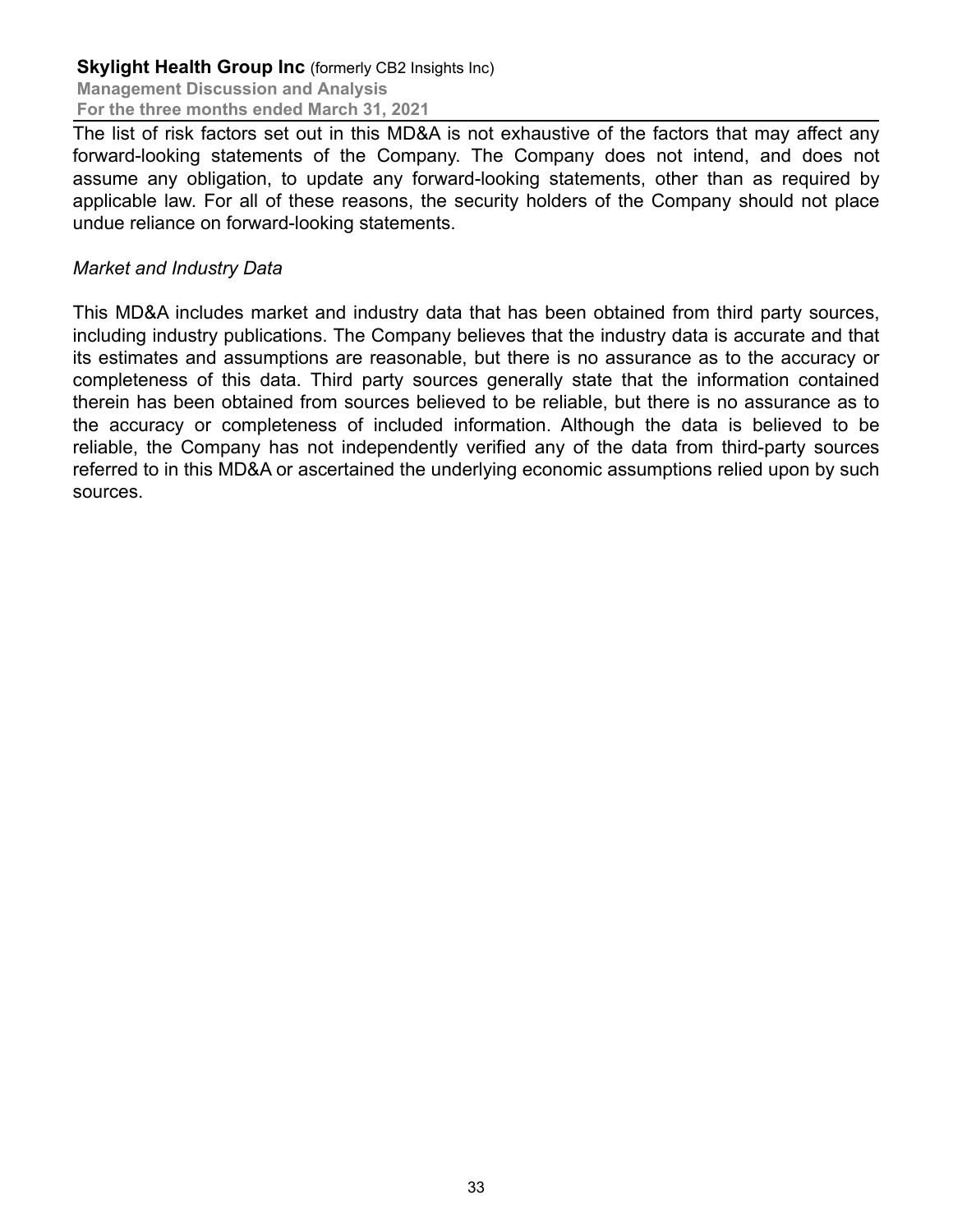The list of risk factors set out in this MD&A is not exhaustive of the factors that may affect any forward-looking statements of the Company. The Company does not intend, and does not assume any obligation, to update any forward-looking statements, other than as required by applicable law. For all of these reasons, the security holders of the Company should not place undue reliance on forward-looking statements.

*Market and Industry Data*

This MD&A includes market and industry data that has been obtained from third party sources, including industry publications. The Company believes that the industry data is accurate and that its estimates and assumptions are reasonable, but there is no assurance as to the accuracy or completeness of this data. Third party sources generally state that the information contained therein has been obtained from sources believed to be reliable, but there is no assurance as to the accuracy or completeness of included information. Although the data is believed to be reliable, the Company has not independently verified any of the data from third-party sources referred to in this MD&A or ascertained the underlying economic assumptions relied upon by such sources.